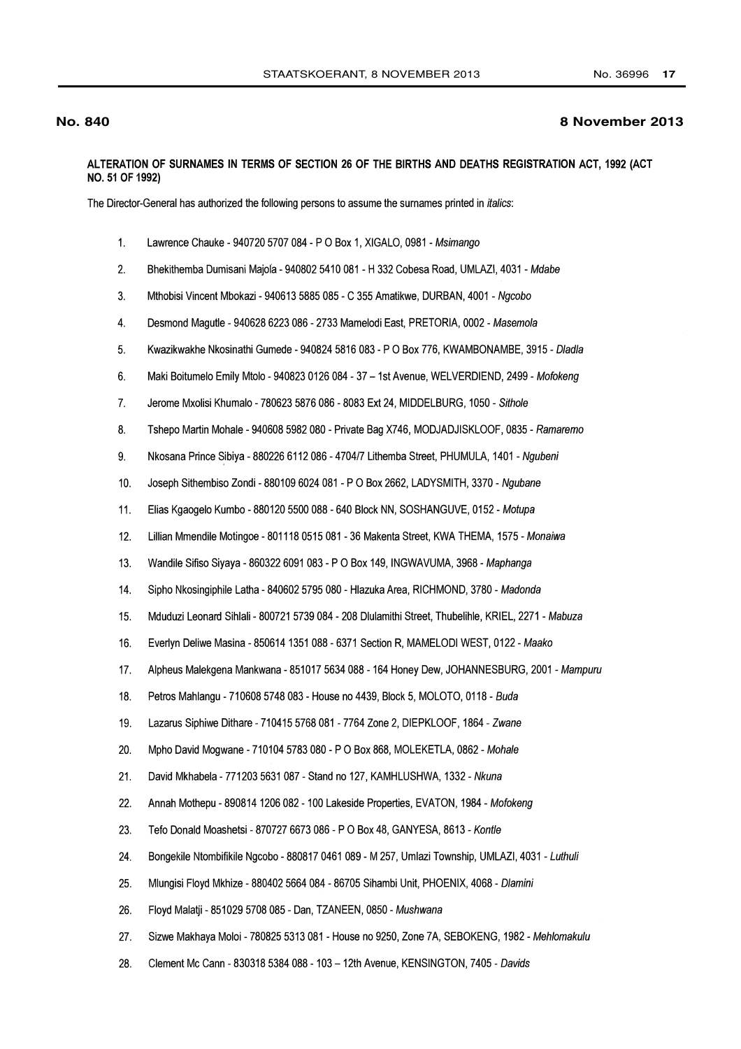**No. 840** **8 November 2013**

**ALTERATION OF SURNAMES IN TERMS OF SECTION 26 OF THE BIRTHS AND DEATHS REGISTRATION ACT, 1992 (ACT NO. 51 OF 1992)**

The Director-General has authorized the following persons to assume the surnames printed in *italics*:

1. Lawrence Chauke - 940720 5707 084 - P O Box 1, XIGALO, 0981 - *Msimango*
2. Bhekithemba Dumisani Majola - 940802 5410 081 - H 332 Cobesa Road, UMLAZI, 4031 - *Mdabe*
3. Mthobisi Vincent Mbokazi - 940613 5885 085 - C 355 Amatikwe, DURBAN, 4001 - *Ngcobo*
4. Desmond Magutle - 940628 6223 086 - 2733 Mamelodi East, PRETORIA, 0002 - *Masemola*
5. Kwazikwakhe Nkosinathi Gumede - 940824 5816 083 - P O Box 776, KWAMBONAMBE, 3915 - *Dladla*
6. Maki Boitumelo Emily Mtolo - 940823 0126 084 - 37 – 1st Avenue, WELVERDIEND, 2499 - *Mofokeng*
7. Jerome Mxolisi Khumalo - 780623 5876 086 - 8083 Ext 24, MIDDELBURG, 1050 - *Sithole*
8. Tshepo Martin Mohale - 940608 5982 080 - Private Bag X746, MODJADJISKLOOF, 0835 - *Ramaremo*
9. Nkosana Prince Sibiya - 880226 6112 086 - 4704/7 Lithemba Street, PHUMULA, 1401 - *Ngubeni*
10. Joseph Sithembiso Zondi - 880109 6024 081 - P O Box 2662, LADYSMITH, 3370 - *Ngubane*
11. Elias Kgaogelo Kumbo - 880120 5500 088 - 640 Block NN, SOSHANGUVE, 0152 - *Motupa*
12. Lillian Mmendile Motingoe - 801118 0515 081 - 36 Makenta Street, KWA THEMA, 1575 - *Monaiwa*
13. Wandile Sifiso Siyaya - 860322 6091 083 - P O Box 149, INGWAVUMA, 3968 - *Maphanga*
14. Sipho Nkosingiphile Latha - 840602 5795 080 - Hlazuka Area, RICHMOND, 3780 - *Madonda*
15. Mduduzi Leonard Sihlali - 800721 5739 084 - 208 Dlulamithi Street, Thubelihle, KRIEL, 2271 - *Mabuza*
16. Everlyn Deliwe Masina - 850614 1351 088 - 6371 Section R, MAMELODI WEST, 0122 - *Maako*
17. Alpheus Malekgena Mankwana - 851017 5634 088 - 164 Honey Dew, JOHANNESBURG, 2001 - *Mampuru*
18. Petros Mahlangu - 710608 5748 083 - House no 4439, Block 5, MOLOTO, 0118 - *Buda*
19. Lazarus Siphiwe Dithare - 710415 5768 081 - 7764 Zone 2, DIEPKLOOF, 1864 - *Zwane*
20. Mpho David Mogwane - 710104 5783 080 - P O Box 868, MOLEKETLA, 0862 - *Mohale*
21. David Mkhabela - 771203 5631 087 - Stand no 127, KAMHLUSHWA, 1332 - *Nkuna*
22. Annah Mothepu - 890814 1206 082 - 100 Lakeside Properties, EVATON, 1984 - *Mofokeng*
23. Tefo Donald Moashetsi - 870727 6673 086 - P O Box 48, GANYESA, 8613 - *Kontle*
24. Bongekile Ntombifikile Ngcobo - 880817 0461 089 - M 257, Umlazi Township, UMLAZI, 4031 - *Luthuli*
25. Mlungisi Floyd Mkhize - 880402 5664 084 - 86705 Sihambi Unit, PHOENIX, 4068 - *Dlamini*
26. Floyd Malatji - 851029 5708 085 - Dan, TZANEEN, 0850 - *Mushwana*
27. Sizwe Makhaya Moloi - 780825 5313 081 - House no 9250, Zone 7A, SEBOKENG, 1982 - *Mehlomakulu*
28. Clement Mc Cann - 830318 5384 088 - 103 – 12th Avenue, KENSINGTON, 7405 - *Davids*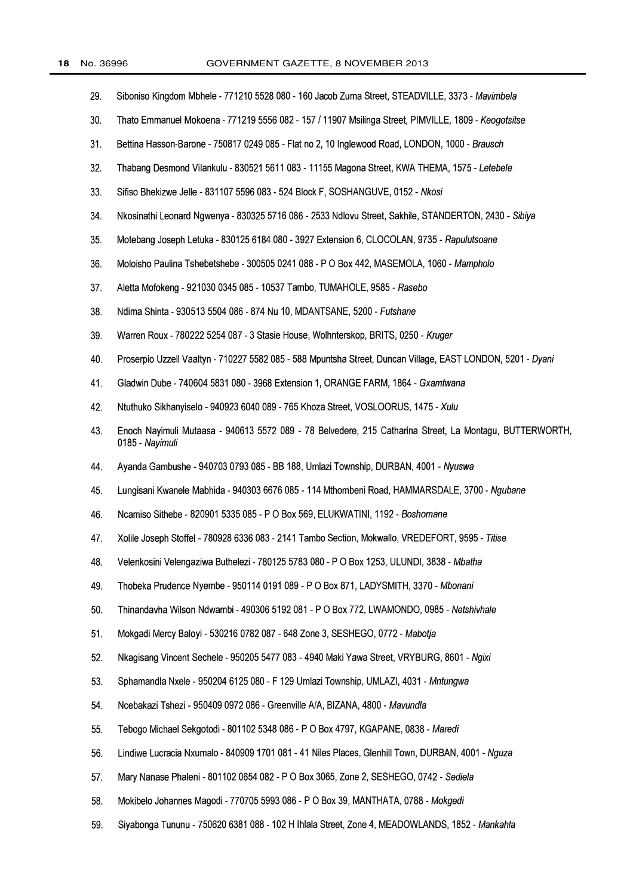29. Siboniso Kingdom Mbhele - 771210 5528 080 - 160 Jacob Zuma Street, STEADVILLE, 3373 - *Mavimbela*

30. Thato Emmanuel Mokoena - 771219 5556 082 - 157 / 11907 Msilinga Street, PIMVILLE, 1809 - *Keogotsitse*

31. Bettina Hasson-Barone - 750817 0249 085 - Flat no 2, 10 Inglewood Road, LONDON, 1000 - *Brausch*

32. Thabang Desmond Vilankulu - 830521 5611 083 - 11155 Magona Street, KWA THEMA, 1575 - *Letebele*

33. Sifiso Bhekizwe Jelle - 831107 5596 083 - 524 Block F, SOSHANGUVE, 0152 - *Nkosi*

34. Nkosinathi Leonard Ngwenya - 830325 5716 086 - 2533 Ndlovu Street, Sakhile, STANDERTON, 2430 - *Sibiya*

35. Motebang Joseph Letuka - 830125 6184 080 - 3927 Extension 6, CLOCOLAN, 9735 - *Rapulutsoane*

36. Moloisho Paulina Tshebetshebe - 300505 0241 088 - P O Box 442, MASEMOLA, 1060 - *Mampholo*

37. Aletta Mofokeng - 921030 0345 085 - 10537 Tambo, TUMAHOLE, 9585 - *Rasebo*

38. Ndima Shinta - 930513 5504 086 - 874 Nu 10, MDANTSANE, 5200 - *Futshane*

39. Warren Roux - 780222 5254 087 - 3 Stasie House, Wolhnterskop, BRITS, 0250 - *Kruger*

40. Proserpio Uzzell Vaaltyn - 710227 5582 085 - 588 Mpuntsha Street, Duncan Village, EAST LONDON, 5201 - *Dyani*

41. Gladwin Dube - 740604 5831 080 - 3968 Extension 1, ORANGE FARM, 1864 - *Gxamtwana*

42. Ntuthuko Sikhanyiselo - 940923 6040 089 - 765 Khoza Street, VOSLOORUS, 1475 - *Xulu*

43. Enoch Nayimuli Mutaasa - 940613 5572 089 - 78 Belvedere, 215 Catharina Street, La Montagu, BUTTERWORTH, 0185 - *Nayimuli*

44. Ayanda Gambushe - 940703 0793 085 - BB 188, Umlazi Township, DURBAN, 4001 - *Nyuswa*

45. Lungisani Kwanele Mabhida - 940303 6676 085 - 114 Mthombeni Road, HAMMARSDALE, 3700 - *Ngubane*

46. Ncamiso Sithebe - 820901 5335 085 - P O Box 569, ELUKWATINI, 1192 - *Boshomane*

47. Xolile Joseph Stoffel - 780928 6336 083 - 2141 Tambo Section, Mokwallo, VREDEFORT, 9595 - *Titise*

48. Velenkosini Velengaziwa Buthelezi - 780125 5783 080 - P O Box 1253, ULUNDI, 3838 - *Mbatha*

49. Thobeka Prudence Nyembe - 950114 0191 089 - P O Box 871, LADYSMITH, 3370 - *Mbonani*

50. Thinandavha Wilson Ndwambi - 490306 5192 081 - P O Box 772, LWAMONDO, 0985 - *Netshivhale*

51. Mokgadi Mercy Baloyi - 530216 0782 087 - 648 Zone 3, SESHEGO, 0772 - *Mabotja*

52. Nkagisang Vincent Sechele - 950205 5477 083 - 4940 Maki Yawa Street, VRYBURG, 8601 - *Ngixi*

53. Sphamandla Nxele - 950204 6125 080 - F 129 Umlazi Township, UMLAZI, 4031 - *Mntungwa*

54. Ncebakazi Tshezi - 950409 0972 086 - Greenville A/A, BIZANA, 4800 - *Mavundla*

55. Tebogo Michael Sekgotodi - 801102 5348 086 - P O Box 4797, KGAPANE, 0838 - *Maredi*

56. Lindiwe Lucracia Nxumalo - 840909 1701 081 - 41 Niles Places, Glenhill Town, DURBAN, 4001 - *Nguza*

57. Mary Nanase Phaleni - 801102 0654 082 - P O Box 3065, Zone 2, SESHEGO, 0742 - *Sediela*

58. Mokibelo Johannes Magodi - 770705 5993 086 - P O Box 39, MANTHATA, 0788 - *Mokgedi*

59. Siyabonga Tununu - 750620 6381 088 - 102 H Ihlala Street, Zone 4, MEADOWLANDS, 1852 - *Mankahla*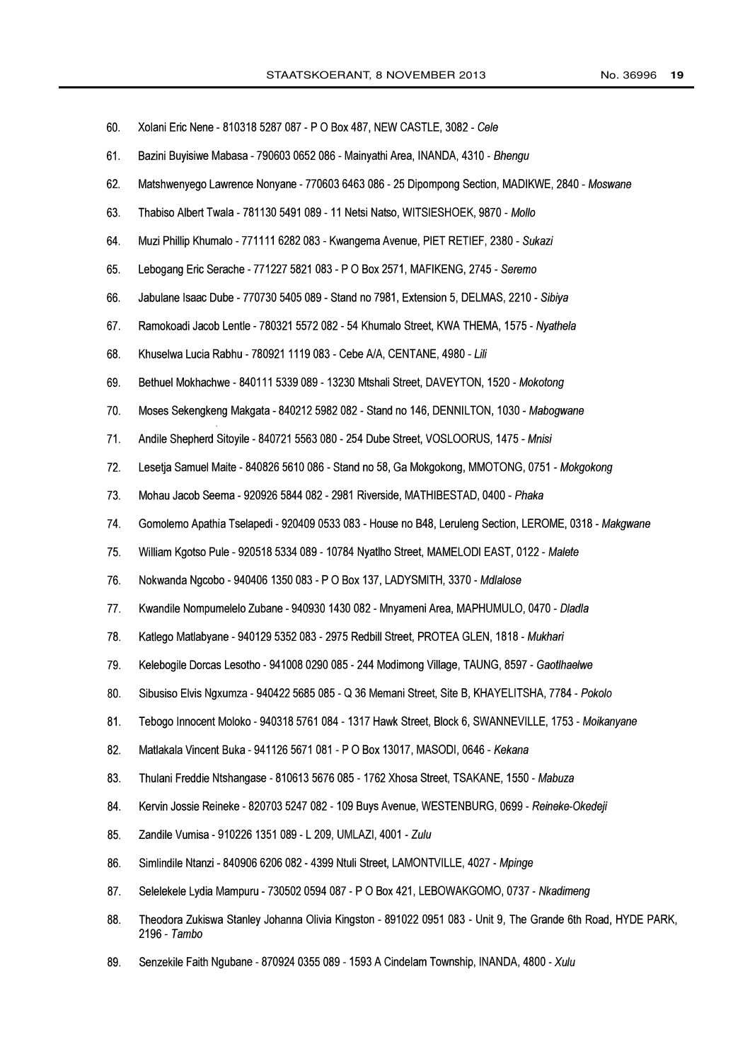60. Xolani Eric Nene - 810318 5287 087 - P O Box 487, NEW CASTLE, 3082 - *Cele*

61. Bazini Buyisiwe Mabasa - 790603 0652 086 - Mainyathi Area, INANDA, 4310 - *Bhengu*

62. Matshwenyego Lawrence Nonyane - 770603 6463 086 - 25 Dipompong Section, MADIKWE, 2840 - *Moswane*

63. Thabiso Albert Twala - 781130 5491 089 - 11 Netsi Natso, WITSIESHOEK, 9870 - *Mollo*

64. Muzi Phillip Khumalo - 771111 6282 083 - Kwangema Avenue, PIET RETIEF, 2380 - *Sukazi*

65. Lebogang Eric Serache - 771227 5821 083 - P O Box 2571, MAFIKENG, 2745 - *Seremo*

66. Jabulane Isaac Dube - 770730 5405 089 - Stand no 7981, Extension 5, DELMAS, 2210 - *Sibiya*

67. Ramokoadi Jacob Lentle - 780321 5572 082 - 54 Khumalo Street, KWA THEMA, 1575 - *Nyathela*

68. Khuselwa Lucia Rabhu - 780921 1119 083 - Cebe A/A, CENTANE, 4980 - *Lili*

69. Bethuel Mokhachwe - 840111 5339 089 - 13230 Mtshali Street, DAVEYTON, 1520 - *Mokotong*

70. Moses Sekengkeng Makgata - 840212 5982 082 - Stand no 146, DENNILTON, 1030 - *Mabogwane*

71. Andile Shepherd Sitoyile - 840721 5563 080 - 254 Dube Street, VOSLOORUS, 1475 - *Mnisi*

72. Lesetja Samuel Maite - 840826 5610 086 - Stand no 58, Ga Mokgokong, MMOTONG, 0751 - *Mokgokong*

73. Mohau Jacob Seema - 920926 5844 082 - 2981 Riverside, MATHIBESTAD, 0400 - *Phaka*

74. Gomolemo Apathia Tselapedi - 920409 0533 083 - House no B48, Leruleng Section, LEROME, 0318 - *Makgwane*

75. William Kgotso Pule - 920518 5334 089 - 10784 Nyatlho Street, MAMELODI EAST, 0122 - *Malete*

76. Nokwanda Ngcobo - 940406 1350 083 - P O Box 137, LADYSMITH, 3370 - *Mdlalose*

77. Kwandile Nompumelelo Zubane - 940930 1430 082 - Mnyameni Area, MAPHUMULO, 0470 - *Dladla*

78. Katlego Matlabyane - 940129 5352 083 - 2975 Redbill Street, PROTEA GLEN, 1818 - *Mukhari*

79. Kelebogile Dorcas Lesotho - 941008 0290 085 - 244 Modimong Village, TAUNG, 8597 - *Gaotlhaelwe*

80. Sibusiso Elvis Ngxumza - 940422 5685 085 - Q 36 Memani Street, Site B, KHAYELITSHA, 7784 - *Pokolo*

81. Tebogo Innocent Moloko - 940318 5761 084 - 1317 Hawk Street, Block 6, SWANNEVILLE, 1753 - *Moikanyane*

82. Matlakala Vincent Buka - 941126 5671 081 - P O Box 13017, MASODI, 0646 - *Kekana*

83. Thulani Freddie Ntshangase - 810613 5676 085 - 1762 Xhosa Street, TSAKANE, 1550 - *Mabuza*

84. Kervin Jossie Reineke - 820703 5247 082 - 109 Buys Avenue, WESTENBURG, 0699 - *Reineke-Okedeji*

85. Zandile Vumisa - 910226 1351 089 - L 209, UMLAZI, 4001 - *Zulu*

86. Simlindile Ntanzi - 840906 6206 082 - 4399 Ntuli Street, LAMONTVILLE, 4027 - *Mpinge*

87. Selelekele Lydia Mampuru - 730502 0594 087 - P O Box 421, LEBOWAKGOMO, 0737 - *Nkadimeng*

88. Theodora Zukiswa Stanley Johanna Olivia Kingston - 891022 0951 083 - Unit 9, The Grande 6th Road, HYDE PARK, 2196 - *Tambo*

89. Senzekile Faith Ngubane - 870924 0355 089 - 1593 A Cindelam Township, INANDA, 4800 - *Xulu*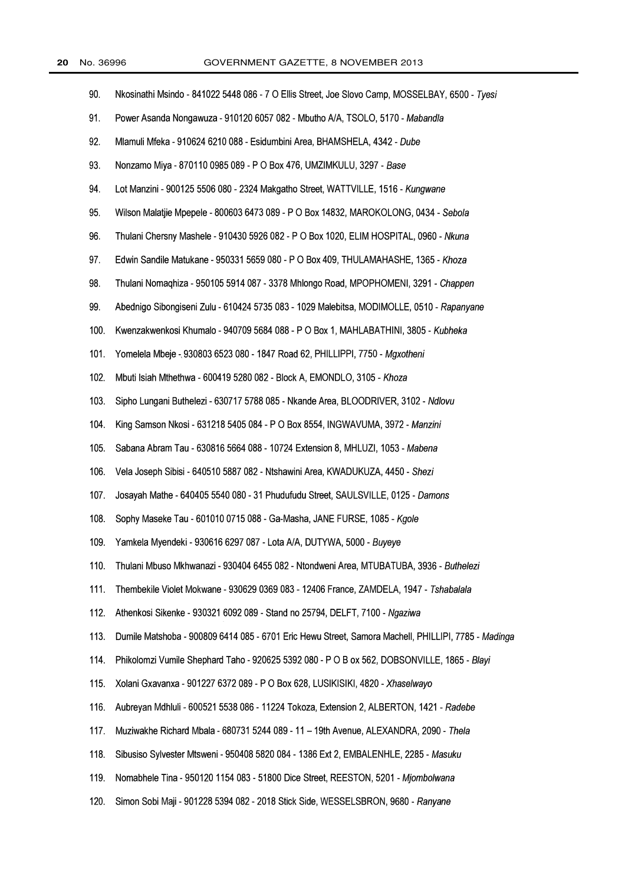90. Nkosinathi Msindo - 841022 5448 086 - 7 O Ellis Street, Joe Slovo Camp, MOSSELBAY, 6500 - *Tyesi*

91. Power Asanda Nongawuza - 910120 6057 082 - Mbutho A/A, TSOLO, 5170 - *Mabandla*

92. Mlamuli Mfeka - 910624 6210 088 - Esidumbini Area, BHAMSHELA, 4342 - *Dube*

93. Nonzamo Miya - 870110 0985 089 - P O Box 476, UMZIMKULU, 3297 - *Base*

94. Lot Manzini - 900125 5506 080 - 2324 Makgatho Street, WATTVILLE, 1516 - *Kungwane*

95. Wilson Malatjie Mpepele - 800603 6473 089 - P O Box 14832, MAROKOLONG, 0434 - *Sebola*

96. Thulani Chersny Mashele - 910430 5926 082 - P O Box 1020, ELIM HOSPITAL, 0960 - *Nkuna*

97. Edwin Sandile Matukane - 950331 5659 080 - P O Box 409, THULAMAHASHE, 1365 - *Khoza*

98. Thulani Nomaqhiza - 950105 5914 087 - 3378 Mhlongo Road, MPOPHOMENI, 3291 - *Chappen*

99. Abednigo Sibongiseni Zulu - 610424 5735 083 - 1029 Malebitsa, MODIMOLLE, 0510 - *Rapanyane*

100. Kwenzakwenkosi Khumalo - 940709 5684 088 - P O Box 1, MAHLABATHINI, 3805 - *Kubheka*

101. Yomelela Mbeje - 930803 6523 080 - 1847 Road 62, PHILLIPPI, 7750 - *Mgxotheni*

102. Mbuti Isiah Mthethwa - 600419 5280 082 - Block A, EMONDLO, 3105 - *Khoza*

103. Sipho Lungani Buthelezi - 630717 5788 085 - Nkande Area, BLOODRIVER, 3102 - *Ndlovu*

104. King Samson Nkosi - 631218 5405 084 - P O Box 8554, INGWAVUMA, 3972 - *Manzini*

105. Sabana Abram Tau - 630816 5664 088 - 10724 Extension 8, MHLUZI, 1053 - *Mabena*

106. Vela Joseph Sibisi - 640510 5887 082 - Ntshawini Area, KWADUKUZA, 4450 - *Shezi*

107. Josayah Mathe - 640405 5540 080 - 31 Phudufudu Street, SAULSVILLE, 0125 - *Damons*

108. Sophy Maseke Tau - 601010 0715 088 - Ga-Masha, JANE FURSE, 1085 - *Kgole*

109. Yamkela Myendeki - 930616 6297 087 - Lota A/A, DUTYWA, 5000 - *Buyeye*

110. Thulani Mbuso Mkhwanazi - 930404 6455 082 - Ntondweni Area, MTUBATUBA, 3936 - *Buthelezi*

111. Thembekile Violet Mokwane - 930629 0369 083 - 12406 France, ZAMDELA, 1947 - *Tshabalala*

112. Athenkosi Sikenke - 930321 6092 089 - Stand no 25794, DELFT, 7100 - *Ngaziwa*

113. Dumile Matshoba - 900809 6414 085 - 6701 Eric Hewu Street, Samora Machell, PHILLIPI, 7785 - *Madinga*

114. Phikolomzi Vumile Shephard Taho - 920625 5392 080 - P O B ox 562, DOBSONVILLE, 1865 - *Blayi*

115. Xolani Gxavanxa - 901227 6372 089 - P O Box 628, LUSIKISIKI, 4820 - *Xhaselwayo*

116. Aubreyan Mdhluli - 600521 5538 086 - 11224 Tokoza, Extension 2, ALBERTON, 1421 - *Radebe*

117. Muziwakhe Richard Mbala - 680731 5244 089 - 11 – 19th Avenue, ALEXANDRA, 2090 - *Thela*

118. Sibusiso Sylvester Mtsweni - 950408 5820 084 - 1386 Ext 2, EMBALENHLE, 2285 - *Masuku*

119. Nomabhele Tina - 950120 1154 083 - 51800 Dice Street, REESTON, 5201 - *Mjombolwana*

120. Simon Sobi Maji - 901228 5394 082 - 2018 Stick Side, WESSELSBRON, 9680 - *Ranyane*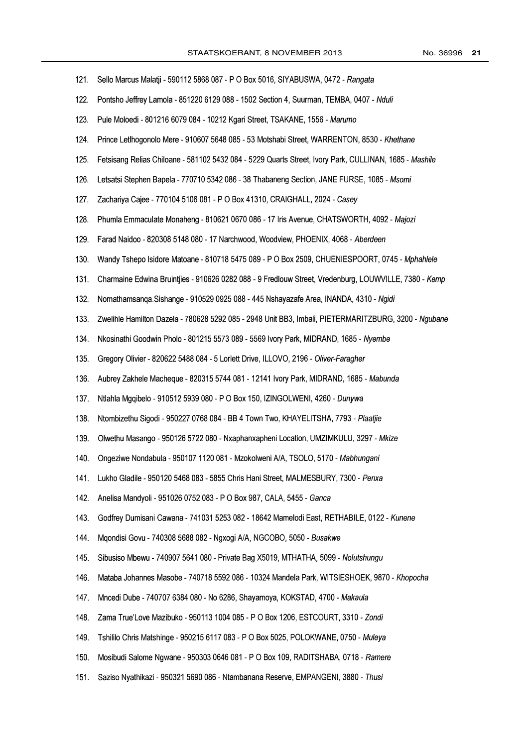121. Sello Marcus Malatji - 590112 5868 087 - P O Box 5016, SIYABUSWA, 0472 - *Rangata*

122. Pontsho Jeffrey Lamola - 851220 6129 088 - 1502 Section 4, Suurman, TEMBA, 0407 - *Nduli*

123. Pule Moloedi - 801216 6079 084 - 10212 Kgari Street, TSAKANE, 1556 - *Marumo*

124. Prince Letlhogonolo Mere - 910607 5648 085 - 53 Motshabi Street, WARRENTON, 8530 - *Khethane*

125. Fetsisang Relias Chiloane - 581102 5432 084 - 5229 Quarts Street, Ivory Park, CULLINAN, 1685 - *Mashile*

126. Letsatsi Stephen Bapela - 770710 5342 086 - 38 Thabaneng Section, JANE FURSE, 1085 - *Msomi*

127. Zachariya Cajee - 770104 5106 081 - P O Box 41310, CRAIGHALL, 2024 - *Casey*

128. Phumla Emmaculate Monaheng - 810621 0670 086 - 17 Iris Avenue, CHATSWORTH, 4092 - *Majozi*

129. Farad Naidoo - 820308 5148 080 - 17 Narchwood, Woodview, PHOENIX, 4068 - *Aberdeen*

130. Wandy Tshepo Isidore Matoane - 810718 5475 089 - P O Box 2509, CHUENIESPOORT, 0745 - *Mphahlele*

131. Charmaine Edwina Bruintjies - 910626 0282 088 - 9 Fredlouw Street, Vredenburg, LOUWVILLE, 7380 - *Kemp*

132. Nomathamsanqa.Sishange - 910529 0925 088 - 445 Nshayazafe Area, INANDA, 4310 - *Ngidi*

133. Zwelihle Hamilton Dazela - 780628 5292 085 - 2948 Unit BB3, Imbali, PIETERMARITZBURG, 3200 - *Ngubane*

134. Nkosinathi Goodwin Pholo - 801215 5573 089 - 5569 Ivory Park, MIDRAND, 1685 - *Nyembe*

135. Gregory Olivier - 820622 5488 084 - 5 Lorlett Drive, ILLOVO, 2196 - *Oliver-Faragher*

136. Aubrey Zakhele Macheque - 820315 5744 081 - 12141 Ivory Park, MIDRAND, 1685 - *Mabunda*

137. Ntlahla Mgqibelo - 910512 5939 080 - P O Box 150, IZINGOLWENI, 4260 - *Dunywa*

138. Ntombizethu Sigodi - 950227 0768 084 - BB 4 Town Two, KHAYELITSHA, 7793 - *Plaatjie*

139. Olwethu Masango - 950126 5722 080 - Nxaphanxapheni Location, UMZIMKULU, 3297 - *Mkize*

140. Ongeziwe Nondabula - 950107 1120 081 - Mzokolweni A/A, TSOLO, 5170 - *Mabhungani*

141. Lukho Gladile - 950120 5468 083 - 5855 Chris Hani Street, MALMESBURY, 7300 - *Penxa*

142. Anelisa Mandyoli - 951026 0752 083 - P O Box 987, CALA, 5455 - *Ganca*

143. Godfrey Dumisani Cawana - 741031 5253 082 - 18642 Mamelodi East, RETHABILE, 0122 - *Kunene*

144. Mqondisi Govu - 740308 5688 082 - Ngxogi A/A, NGCOBO, 5050 - *Busakwe*

145. Sibusiso Mbewu - 740907 5641 080 - Private Bag X5019, MTHATHA, 5099 - *Nolutshungu*

146. Mataba Johannes Masobe - 740718 5592 086 - 10324 Mandela Park, WITSIESHOEK, 9870 - *Khopocha*

147. Mncedi Dube - 740707 6384 080 - No 6286, Shayamoya, KOKSTAD, 4700 - *Makaula*

148. Zama True'Love Mazibuko - 950113 1004 085 - P O Box 1206, ESTCOURT, 3310 - *Zondi*

149. Tshililo Chris Matshinge - 950215 6117 083 - P O Box 5025, POLOKWANE, 0750 - *Muleya*

150. Mosibudi Salome Ngwane - 950303 0646 081 - P O Box 109, RADITSHABA, 0718 - *Ramere*

151. Saziso Nyathikazi - 950321 5690 086 - Ntambanana Reserve, EMPANGENI, 3880 - *Thusi*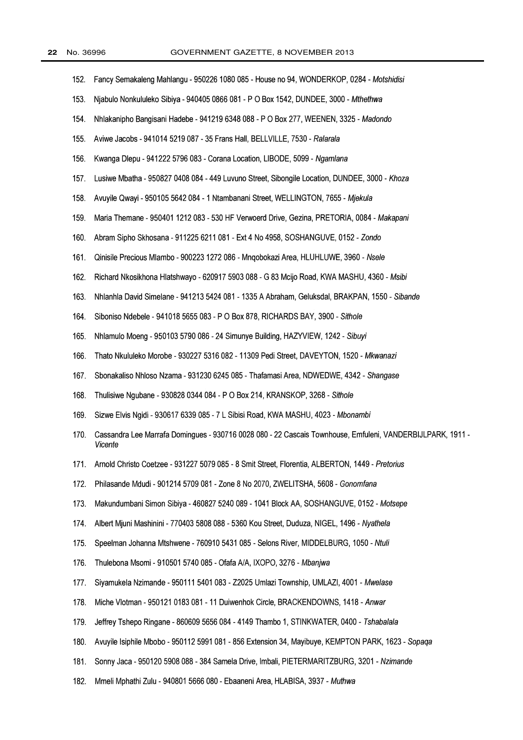152. Fancy Semakaleng Mahlangu - 950226 1080 085 - House no 94, WONDERKOP, 0284 - *Motshidisi*

153. Njabulo Nonkululeko Sibiya - 940405 0866 081 - P O Box 1542, DUNDEE, 3000 - *Mthethwa*

154. Nhlakanipho Bangisani Hadebe - 941219 6348 088 - P O Box 277, WEENEN, 3325 - *Madondo*

155. Aviwe Jacobs - 941014 5219 087 - 35 Frans Hall, BELLVILLE, 7530 - *Ralarala*

156. Kwanga Dlepu - 941222 5796 083 - Corana Location, LIBODE, 5099 - *Ngamlana*

157. Lusiwe Mbatha - 950827 0408 084 - 449 Luvuno Street, Sibongile Location, DUNDEE, 3000 - *Khoza*

158. Avuyile Qwayi - 950105 5642 084 - 1 Ntambanani Street, WELLINGTON, 7655 - *Mjekula*

159. Maria Themane - 950401 1212 083 - 530 HF Verwoerd Drive, Gezina, PRETORIA, 0084 - *Makapani*

160. Abram Sipho Skhosana - 911225 6211 081 - Ext 4 No 4958, SOSHANGUVE, 0152 - *Zondo*

161. Qinisile Precious Mlambo - 900223 1272 086 - Mnqobokazi Area, HLUHLUWE, 3960 - *Nsele*

162. Richard Nkosikhona Hlatshwayo - 620917 5903 088 - G 83 Mcijo Road, KWA MASHU, 4360 - *Msibi*

163. Nhlanhla David Simelane - 941213 5424 081 - 1335 A Abraham, Geluksdal, BRAKPAN, 1550 - *Sibande*

164. Siboniso Ndebele - 941018 5655 083 - P O Box 878, RICHARDS BAY, 3900 - *Sithole*

165. Nhlamulo Moeng - 950103 5790 086 - 24 Simunye Building, HAZYVIEW, 1242 - *Sibuyi*

166. Thato Nkululeko Morobe - 930227 5316 082 - 11309 Pedi Street, DAVEYTON, 1520 - *Mkwanazi*

167. Sbonakaliso Nhloso Nzama - 931230 6245 085 - Thafamasi Area, NDWEDWE, 4342 - *Shangase*

168. Thulisiwe Ngubane - 930828 0344 084 - P O Box 214, KRANSKOP, 3268 - *Sithole*

169. Sizwe Elvis Ngidi - 930617 6339 085 - 7 L Sibisi Road, KWA MASHU, 4023 - *Mbonambi*

170. Cassandra Lee Marrafa Domingues - 930716 0028 080 - 22 Cascais Townhouse, Emfuleni, VANDERBIJLPARK, 1911 - *Vicente*

171. Arnold Christo Coetzee - 931227 5079 085 - 8 Smit Street, Florentia, ALBERTON, 1449 - *Pretorius*

172. Philasande Mdudi - 901214 5709 081 - Zone 8 No 2070, ZWELITSHA, 5608 - *Gonomfana*

173. Makundumbani Simon Sibiya - 460827 5240 089 - 1041 Block AA, SOSHANGUVE, 0152 - *Motsepe*

174. Albert Mjuni Mashinini - 770403 5808 088 - 5360 Kou Street, Duduza, NIGEL, 1496 - *Nyathela*

175. Speelman Johanna Mtshwene - 760910 5431 085 - Selons River, MIDDELBURG, 1050 - *Ntuli*

176. Thulebona Msomi - 910501 5740 085 - Ofafa A/A, IXOPO, 3276 - *Mbanjwa*

177. Siyamukela Nzimande - 950111 5401 083 - Z2025 Umlazi Township, UMLAZI, 4001 - *Mwelase*

178. Miche Vlotman - 950121 0183 081 - 11 Duiwenhok Circle, BRACKENDOWNS, 1418 - *Anwar*

179. Jeffrey Tshepo Ringane - 860609 5656 084 - 4149 Thambo 1, STINKWATER, 0400 - *Tshabalala*

180. Avuyile Isiphile Mbobo - 950112 5991 081 - 856 Extension 34, Mayibuye, KEMPTON PARK, 1623 - *Sopaqa*

181. Sonny Jaca - 950120 5908 088 - 384 Samela Drive, Imbali, PIETERMARITZBURG, 3201 - *Nzimande*

182. Mmeli Mphathi Zulu - 940801 5666 080 - Ebaaneni Area, HLABISA, 3937 - *Muthwa*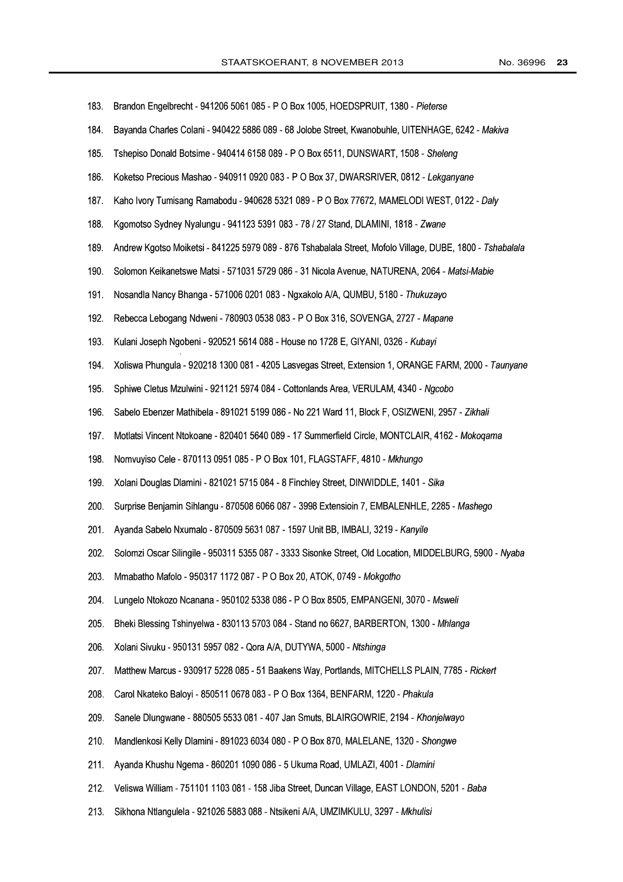183. Brandon Engelbrecht - 941206 5061 085 - P O Box 1005, HOEDSPRUIT, 1380 - *Pieterse*

184. Bayanda Charles Colani - 940422 5886 089 - 68 Jolobe Street, Kwanobuhle, UITENHAGE, 6242 - *Makiva*

185. Tshepiso Donald Botsime - 940414 6158 089 - P O Box 6511, DUNSWART, 1508 - *Sheleng*

186. Koketso Precious Mashao - 940911 0920 083 - P O Box 37, DWARSRIVER, 0812 - *Lekganyane*

187. Kaho Ivory Tumisang Ramabodu - 940628 5321 089 - P O Box 77672, MAMELODI WEST, 0122 - *Daly*

188. Kgomotso Sydney Nyalungu - 941123 5391 083 - 78 / 27 Stand, DLAMINI, 1818 - *Zwane*

189. Andrew Kgotso Moiketsi - 841225 5979 089 - 876 Tshabalala Street, Mofolo Village, DUBE, 1800 - *Tshabalala*

190. Solomon Keikanetswe Matsi - 571031 5729 086 - 31 Nicola Avenue, NATURENA, 2064 - *Matsi-Mabie*

191. Nosandla Nancy Bhanga - 571006 0201 083 - Ngxakolo A/A, QUMBU, 5180 - *Thukuzayo*

192. Rebecca Lebogang Ndweni - 780903 0538 083 - P O Box 316, SOVENGA, 2727 - *Mapane*

193. Kulani Joseph Ngobeni - 920521 5614 088 - House no 1728 E, GIYANI, 0326 - *Kubayi*

194. Xoliswa Phungula - 920218 1300 081 - 4205 Lasvegas Street, Extension 1, ORANGE FARM, 2000 - *Taunyane*

195. Sphiwe Cletus Mzulwini - 921121 5974 084 - Cottonlands Area, VERULAM, 4340 - *Ngcobo*

196. Sabelo Ebenzer Mathibela - 891021 5199 086 - No 221 Ward 11, Block F, OSIZWENI, 2957 - *Zikhali*

197. Motlatsi Vincent Ntokoane - 820401 5640 089 - 17 Summerfield Circle, MONTCLAIR, 4162 - *Mokoqama*

198. Nomvuyiso Cele - 870113 0951 085 - P O Box 101, FLAGSTAFF, 4810 - *Mkhungo*

199. Xolani Douglas Dlamini - 821021 5715 084 - 8 Finchley Street, DINWIDDLE, 1401 - *Sika*

200. Surprise Benjamin Sihlangu - 870508 6066 087 - 3998 Extensioin 7, EMBALENHLE, 2285 - *Mashego*

201. Ayanda Sabelo Nxumalo - 870509 5631 087 - 1597 Unit BB, IMBALI, 3219 - *Kanyile*

202. Solomzi Oscar Silingile - 950311 5355 087 - 3333 Sisonke Street, Old Location, MIDDELBURG, 5900 - *Nyaba*

203. Mmabatho Mafolo - 950317 1172 087 - P O Box 20, ATOK, 0749 - *Mokgotho*

204. Lungelo Ntokozo Ncanana - 950102 5338 086 - P O Box 8505, EMPANGENI, 3070 - *Msweli*

205. Bheki Blessing Tshinyelwa - 830113 5703 084 - Stand no 6627, BARBERTON, 1300 - *Mhlanga*

206. Xolani Sivuku - 950131 5957 082 - Qora A/A, DUTYWA, 5000 - *Ntshinga*

207. Matthew Marcus - 930917 5228 085 - 51 Baakens Way, Portlands, MITCHELLS PLAIN, 7785 - *Rickert*

208. Carol Nkateko Baloyi - 850511 0678 083 - P O Box 1364, BENFARM, 1220 - *Phakula*

209. Sanele Dlungwane - 880505 5533 081 - 407 Jan Smuts, BLAIRGOWRIE, 2194 - *Khonjelwayo*

210. Mandlenkosi Kelly Dlamini - 891023 6034 080 - P O Box 870, MALELANE, 1320 - *Shongwe*

211. Ayanda Khushu Ngema - 860201 1090 086 - 5 Ukuma Road, UMLAZI, 4001 - *Dlamini*

212. Veliswa William - 751101 1103 081 - 158 Jiba Street, Duncan Village, EAST LONDON, 5201 - *Baba*

213. Sikhona Ntlangulela - 921026 5883 088 - Ntsikeni A/A, UMZIMKULU, 3297 - *Mkhulisi*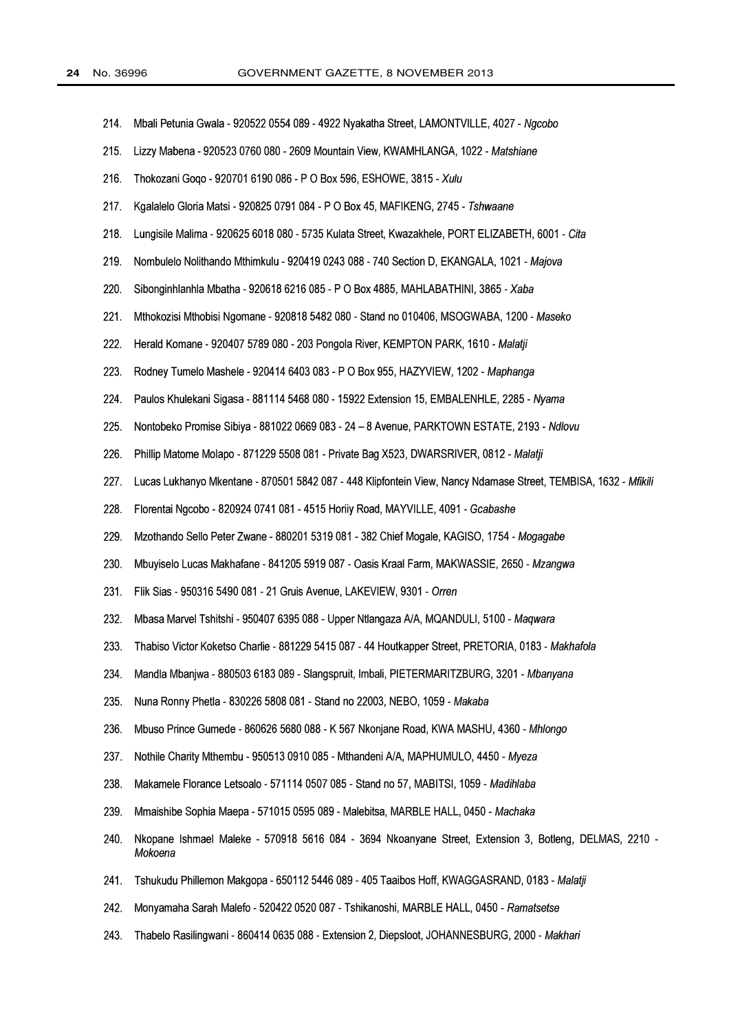214. Mbali Petunia Gwala - 920522 0554 089 - 4922 Nyakatha Street, LAMONTVILLE, 4027 - *Ngcobo*

215. Lizzy Mabena - 920523 0760 080 - 2609 Mountain View, KWAMHLANGA, 1022 - *Matshiane*

216. Thokozani Goqo - 920701 6190 086 - P O Box 596, ESHOWE, 3815 - *Xulu*

217. Kgalalelo Gloria Matsi - 920825 0791 084 - P O Box 45, MAFIKENG, 2745 - *Tshwaane*

218. Lungisile Malima - 920625 6018 080 - 5735 Kulata Street, Kwazakhele, PORT ELIZABETH, 6001 - *Cita*

219. Nombulelo Nolithando Mthimkulu - 920419 0243 088 - 740 Section D, EKANGALA, 1021 - *Majova*

220. Sibonginhlanhla Mbatha - 920618 6216 085 - P O Box 4885, MAHLABATHINI, 3865 - *Xaba*

221. Mthokozisi Mthobisi Ngomane - 920818 5482 080 - Stand no 010406, MSOGWABA, 1200 - *Maseko*

222. Herald Komane - 920407 5789 080 - 203 Pongola River, KEMPTON PARK, 1610 - *Malatji*

223. Rodney Tumelo Mashele - 920414 6403 083 - P O Box 955, HAZYVIEW, 1202 - *Maphanga*

224. Paulos Khulekani Sigasa - 881114 5468 080 - 15922 Extension 15, EMBALENHLE, 2285 - *Nyama*

225. Nontobeko Promise Sibiya - 881022 0669 083 - 24 – 8 Avenue, PARKTOWN ESTATE, 2193 - *Ndlovu*

226. Phillip Matome Molapo - 871229 5508 081 - Private Bag X523, DWARSRIVER, 0812 - *Malatji*

227. Lucas Lukhanyo Mkentane - 870501 5842 087 - 448 Klipfontein View, Nancy Ndamase Street, TEMBISA, 1632 - *Mfikili*

228. Florentai Ngcobo - 820924 0741 081 - 4515 Horiiy Road, MAYVILLE, 4091 - *Gcabashe*

229. Mzothando Sello Peter Zwane - 880201 5319 081 - 382 Chief Mogale, KAGISO, 1754 - *Mogagabe*

230. Mbuyiselo Lucas Makhafane - 841205 5919 087 - Oasis Kraal Farm, MAKWASSIE, 2650 - *Mzangwa*

231. Flik Sias - 950316 5490 081 - 21 Gruis Avenue, LAKEVIEW, 9301 - *Orren*

232. Mbasa Marvel Tshitshi - 950407 6395 088 - Upper Ntlangaza A/A, MQANDULI, 5100 - *Maqwara*

233. Thabiso Victor Koketso Charlie - 881229 5415 087 - 44 Houtkapper Street, PRETORIA, 0183 - *Makhafola*

234. Mandla Mbanjwa - 880503 6183 089 - Slangspruit, Imbali, PIETERMARITZBURG, 3201 - *Mbanyana*

235. Nuna Ronny Phetla - 830226 5808 081 - Stand no 22003, NEBO, 1059 - *Makaba*

236. Mbuso Prince Gumede - 860626 5680 088 - K 567 Nkonjane Road, KWA MASHU, 4360 - *Mhlongo*

237. Nothile Charity Mthembu - 950513 0910 085 - Mthandeni A/A, MAPHUMULO, 4450 - *Myeza*

238. Makamele Florance Letsoalo - 571114 0507 085 - Stand no 57, MABITSI, 1059 - *Madihlaba*

239. Mmaishibe Sophia Maepa - 571015 0595 089 - Malebitsa, MARBLE HALL, 0450 - *Machaka*

240. Nkopane Ishmael Maleke - 570918 5616 084 - 3694 Nkoanyane Street, Extension 3, Botleng, DELMAS, 2210 - *Mokoena*

241. Tshukudu Phillemon Makgopa - 650112 5446 089 - 405 Taaibos Hoff, KWAGGASRAND, 0183 - *Malatji*

242. Monyamaha Sarah Malefo - 520422 0520 087 - Tshikanoshi, MARBLE HALL, 0450 - *Ramatsetse*

243. Thabelo Rasilingwani - 860414 0635 088 - Extension 2, Diepsloot, JOHANNESBURG, 2000 - *Makhari*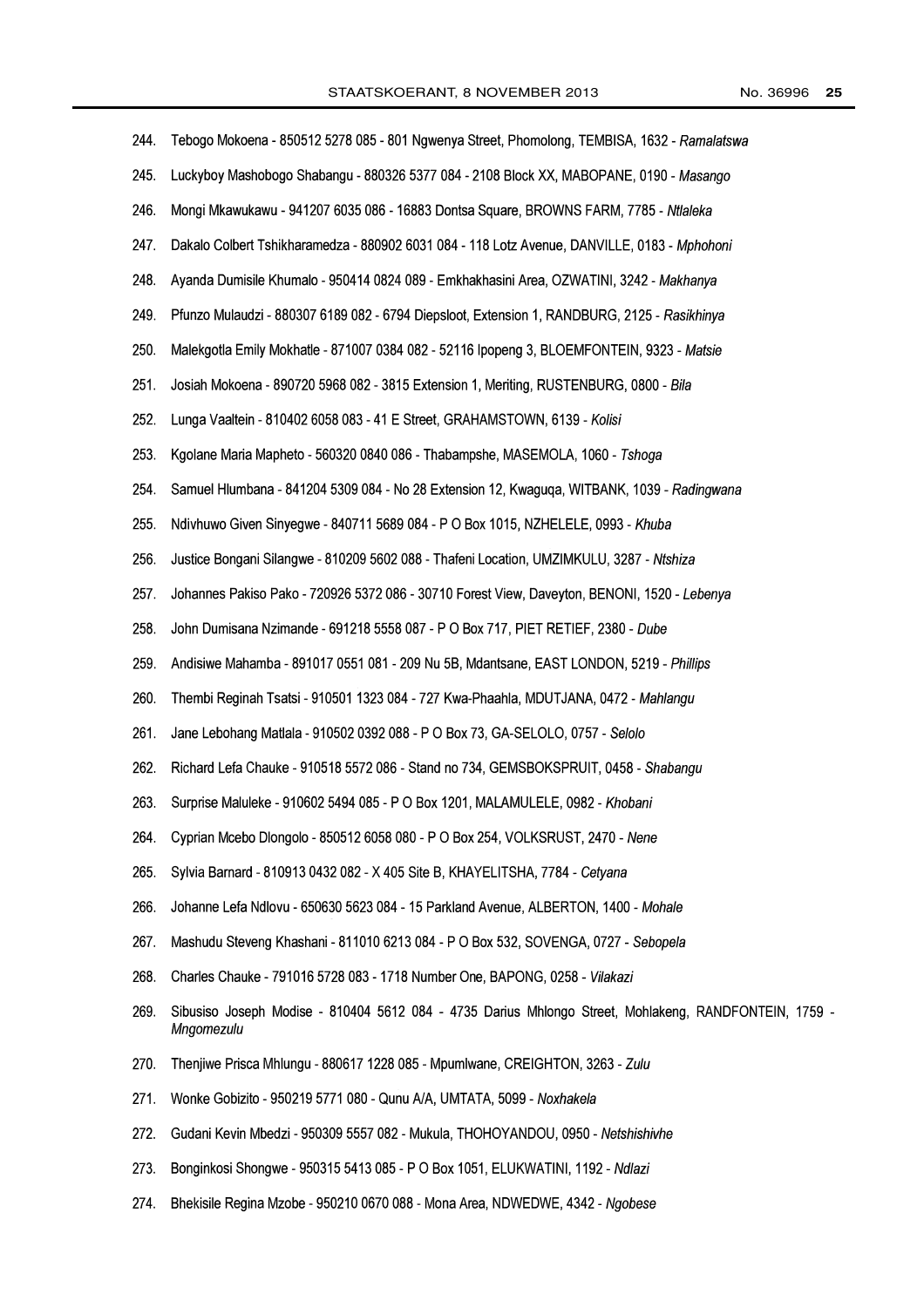244. Tebogo Mokoena - 850512 5278 085 - 801 Ngwenya Street, Phomolong, TEMBISA, 1632 - *Ramalatswa*

245. Luckyboy Mashobogo Shabangu - 880326 5377 084 - 2108 Block XX, MABOPANE, 0190 - *Masango*

246. Mongi Mkawukawu - 941207 6035 086 - 16883 Dontsa Square, BROWNS FARM, 7785 - *Ntlaleka*

247. Dakalo Colbert Tshikharamedza - 880902 6031 084 - 118 Lotz Avenue, DANVILLE, 0183 - *Mphohoni*

248. Ayanda Dumisile Khumalo - 950414 0824 089 - Emkhakhasini Area, OZWATINI, 3242 - *Makhanya*

249. Pfunzo Mulaudzi - 880307 6189 082 - 6794 Diepsloot, Extension 1, RANDBURG, 2125 - *Rasikhinya*

250. Malekgotla Emily Mokhatle - 871007 0384 082 - 52116 Ipopeng 3, BLOEMFONTEIN, 9323 - *Matsie*

251. Josiah Mokoena - 890720 5968 082 - 3815 Extension 1, Meriting, RUSTENBURG, 0800 - *Bila*

252. Lunga Vaaltein - 810402 6058 083 - 41 E Street, GRAHAMSTOWN, 6139 - *Kolisi*

253. Kgolane Maria Mapheto - 560320 0840 086 - Thabampshe, MASEMOLA, 1060 - *Tshoga*

254. Samuel Hlumbana - 841204 5309 084 - No 28 Extension 12, Kwaguqa, WITBANK, 1039 - *Radingwana*

255. Ndivhuwo Given Sinyegwe - 840711 5689 084 - P O Box 1015, NZHELELE, 0993 - *Khuba*

256. Justice Bongani Silangwe - 810209 5602 088 - Thafeni Location, UMZIMKULU, 3287 - *Ntshiza*

257. Johannes Pakiso Pako - 720926 5372 086 - 30710 Forest View, Daveyton, BENONI, 1520 - *Lebenya*

258. John Dumisana Nzimande - 691218 5558 087 - P O Box 717, PIET RETIEF, 2380 - *Dube*

259. Andisiwe Mahamba - 891017 0551 081 - 209 Nu 5B, Mdantsane, EAST LONDON, 5219 - *Phillips*

260. Thembi Reginah Tsatsi - 910501 1323 084 - 727 Kwa-Phaahla, MDUTJANA, 0472 - *Mahlangu*

261. Jane Lebohang Matlala - 910502 0392 088 - P O Box 73, GA-SELOLO, 0757 - *Selolo*

262. Richard Lefa Chauke - 910518 5572 086 - Stand no 734, GEMSBOKSPRUIT, 0458 - *Shabangu*

263. Surprise Maluleke - 910602 5494 085 - P O Box 1201, MALAMULELE, 0982 - *Khobani*

264. Cyprian Mcebo Dlongolo - 850512 6058 080 - P O Box 254, VOLKSRUST, 2470 - *Nene*

265. Sylvia Barnard - 810913 0432 082 - X 405 Site B, KHAYELITSHA, 7784 - *Cetyana*

266. Johanne Lefa Ndlovu - 650630 5623 084 - 15 Parkland Avenue, ALBERTON, 1400 - *Mohale*

267. Mashudu Steveng Khashani - 811010 6213 084 - P O Box 532, SOVENGA, 0727 - *Sebopela*

268. Charles Chauke - 791016 5728 083 - 1718 Number One, BAPONG, 0258 - *Vilakazi*

269. Sibusiso Joseph Modise - 810404 5612 084 - 4735 Darius Mhlongo Street, Mohlakeng, RANDFONTEIN, 1759 - *Mngomezulu*

270. Thenjiwe Prisca Mhlungu - 880617 1228 085 - Mpumlwane, CREIGHTON, 3263 - *Zulu*

271. Wonke Gobizito - 950219 5771 080 - Qunu A/A, UMTATA, 5099 - *Noxhakela*

272. Gudani Kevin Mbedzi - 950309 5557 082 - Mukula, THOHOYANDOU, 0950 - *Netshishivhe*

273. Bonginkosi Shongwe - 950315 5413 085 - P O Box 1051, ELUKWATINI, 1192 - *Ndlazi*

274. Bhekisile Regina Mzobe - 950210 0670 088 - Mona Area, NDWEDWE, 4342 - *Ngobese*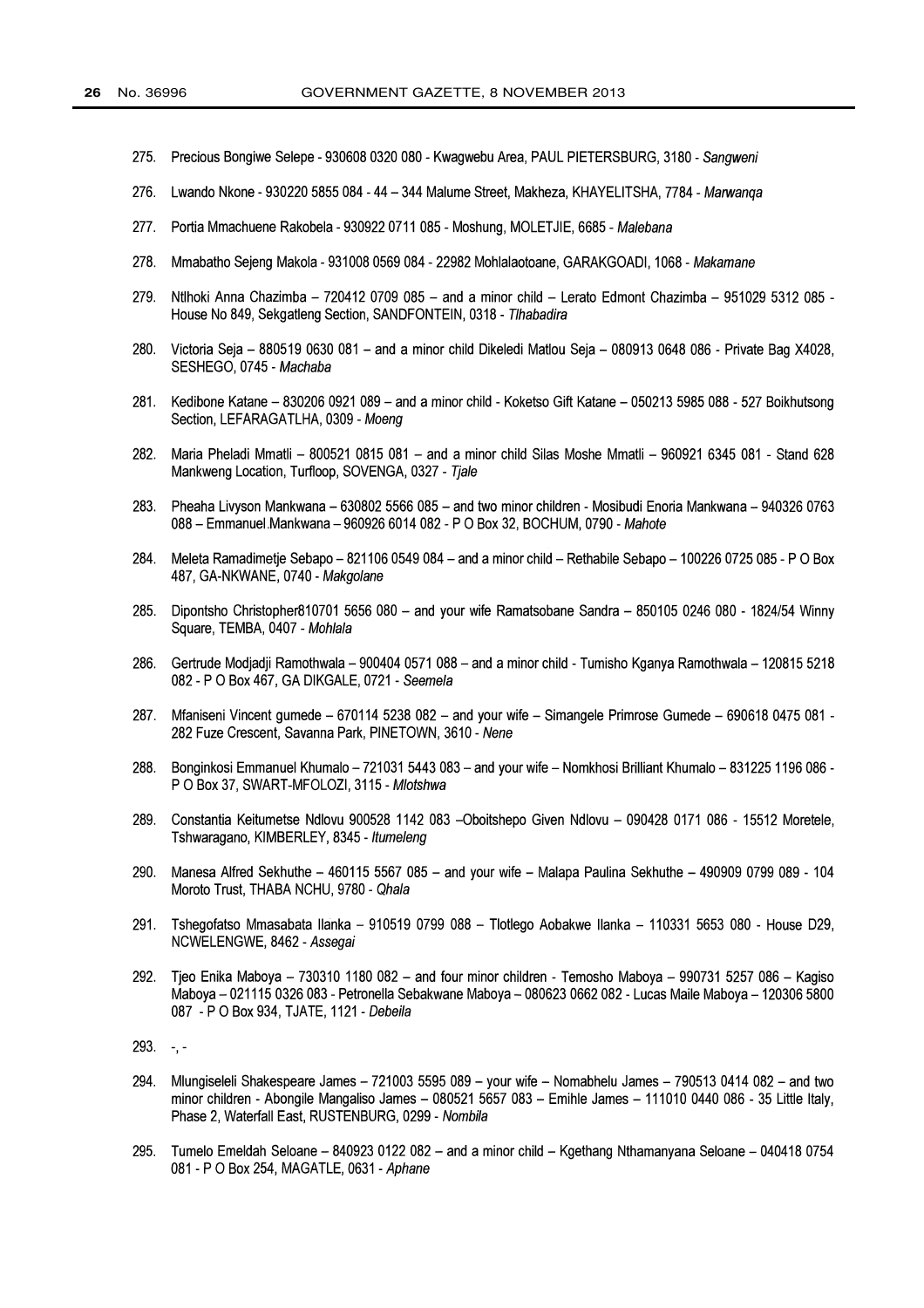275. Precious Bongiwe Selepe - 930608 0320 080 - Kwagwebu Area, PAUL PIETERSBURG, 3180 - *Sangweni*

276. Lwando Nkone - 930220 5855 084 - 44 – 344 Malume Street, Makheza, KHAYELITSHA, 7784 - *Marwanqa*

277. Portia Mmachuene Rakobela - 930922 0711 085 - Moshung, MOLETJIE, 6685 - *Malebana*

278. Mmabatho Sejeng Makola - 931008 0569 084 - 22982 Mohlalaotoane, GARAKGOADI, 1068 - *Makamane*

279. Ntlhoki Anna Chazimba – 720412 0709 085 – and a minor child – Lerato Edmont Chazimba – 951029 5312 085 - House No 849, Sekgatleng Section, SANDFONTEIN, 0318 - *Tlhabadira*

280. Victoria Seja – 880519 0630 081 – and a minor child Dikeledi Matlou Seja – 080913 0648 086 - Private Bag X4028, SESHEGO, 0745 - *Machaba*

281. Kedibone Katane – 830206 0921 089 – and a minor child - Koketso Gift Katane – 050213 5985 088 - 527 Boikhutsong Section, LEFARAGATLHA, 0309 - *Moeng*

282. Maria Pheladi Mmatli – 800521 0815 081 – and a minor child Silas Moshe Mmatli – 960921 6345 081 - Stand 628 Mankweng Location, Turfloop, SOVENGA, 0327 - *Tjale*

283. Pheaha Livyson Mankwana – 630802 5566 085 – and two minor children - Mosibudi Enoria Mankwana – 940326 0763 088 – Emmanuel.Mankwana – 960926 6014 082 - P O Box 32, BOCHUM, 0790 - *Mahote*

284. Meleta Ramadimetje Sebapo – 821106 0549 084 – and a minor child – Rethabile Sebapo – 100226 0725 085 - P O Box 487, GA-NKWANE, 0740 - *Makgolane*

285. Dipontsho Christopher810701 5656 080 – and your wife Ramatsobane Sandra – 850105 0246 080 - 1824/54 Winny Square, TEMBA, 0407 - *Mohlala*

286. Gertrude Modjadji Ramothwala – 900404 0571 088 – and a minor child - Tumisho Kganya Ramothwala – 120815 5218 082 - P O Box 467, GA DIKGALE, 0721 - *Seemela*

287. Mfaniseni Vincent gumede – 670114 5238 082 – and your wife – Simangele Primrose Gumede – 690618 0475 081 - 282 Fuze Crescent, Savanna Park, PINETOWN, 3610 - *Nene*

288. Bonginkosi Emmanuel Khumalo – 721031 5443 083 – and your wife – Nomkhosi Brilliant Khumalo – 831225 1196 086 - P O Box 37, SWART-MFOLOZI, 3115 - *Mlotshwa*

289. Constantia Keitumetse Ndlovu 900528 1142 083 –Oboitshepo Given Ndlovu – 090428 0171 086 - 15512 Moretele, Tshwaragano, KIMBERLEY, 8345 - *Itumeleng*

290. Manesa Alfred Sekhuthe – 460115 5567 085 – and your wife – Malapa Paulina Sekhuthe – 490909 0799 089 - 104 Moroto Trust, THABA NCHU, 9780 - *Qhala*

291. Tshegofatso Mmasabata Ilanka – 910519 0799 088 – Tlotlego Aobakwe Ilanka – 110331 5653 080 - House D29, NCWELENGWE, 8462 - *Assegai*

292. Tjeo Enika Maboya – 730310 1180 082 – and four minor children - Temosho Maboya – 990731 5257 086 – Kagiso Maboya – 021115 0326 083 - Petronella Sebakwane Maboya – 080623 0662 082 - Lucas Maile Maboya – 120306 5800 087 - P O Box 934, TJATE, 1121 - *Debeila*

293. -, -

294. Mlungiseleli Shakespeare James – 721003 5595 089 – your wife – Nomabhelu James – 790513 0414 082 – and two minor children - Abongile Mangaliso James – 080521 5657 083 – Emihle James – 111010 0440 086 - 35 Little Italy, Phase 2, Waterfall East, RUSTENBURG, 0299 - *Nombila*

295. Tumelo Emeldah Seloane – 840923 0122 082 – and a minor child – Kgethang Nthamanyana Seloane – 040418 0754 081 - P O Box 254, MAGATLE, 0631 - *Aphane*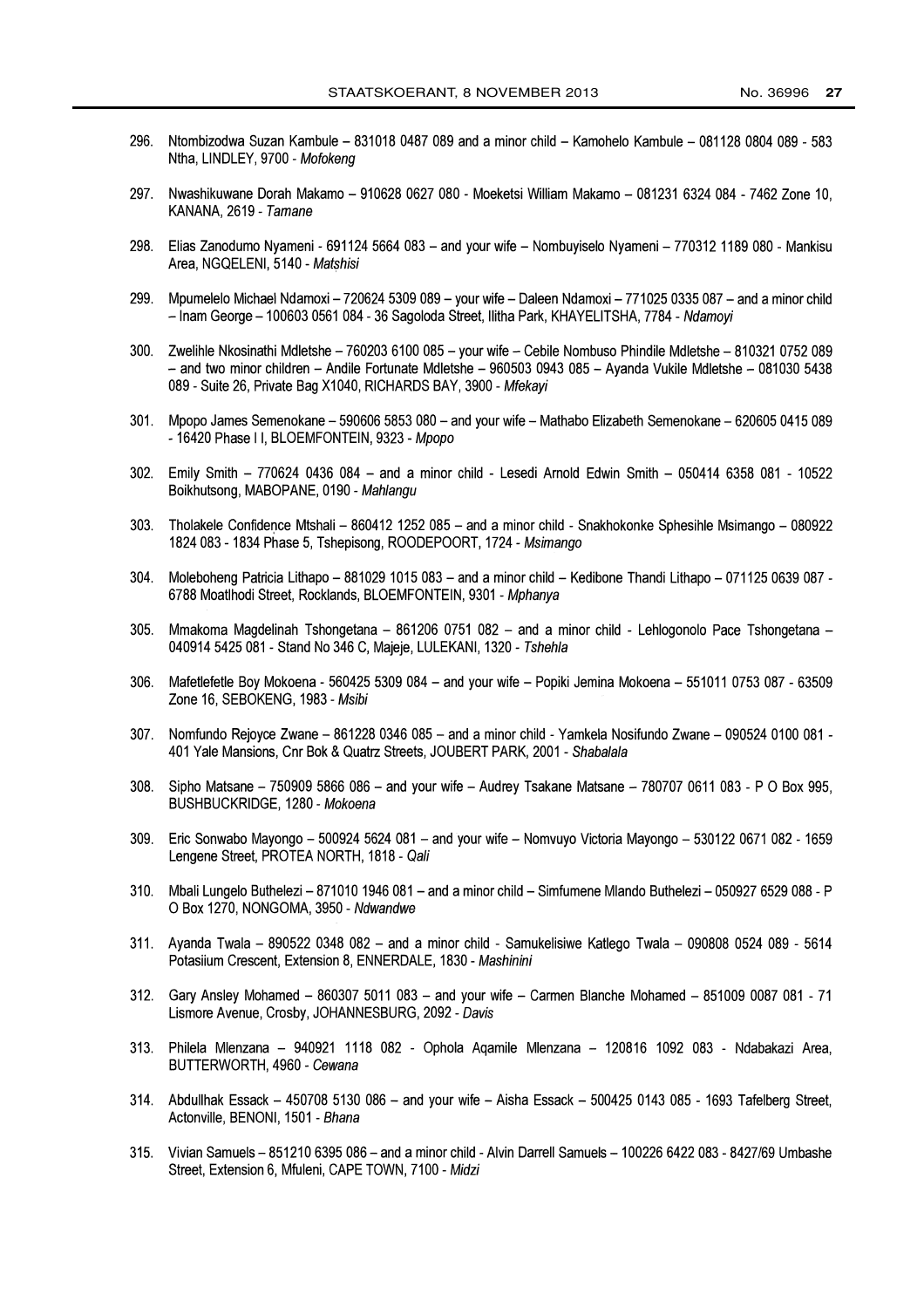296. Ntombizodwa Suzan Kambule – 831018 0487 089 and a minor child – Kamohelo Kambule – 081128 0804 089 - 583 Ntha, LINDLEY, 9700 - *Mofokeng*

297. Nwashikuwane Dorah Makamo – 910628 0627 080 - Moeketsi William Makamo – 081231 6324 084 - 7462 Zone 10, KANANA, 2619 - *Tamane*

298. Elias Zanodumo Nyameni - 691124 5664 083 – and your wife – Nombuyiselo Nyameni – 770312 1189 080 - Mankisu Area, NGQELENI, 5140 - *Matshisi*

299. Mpumelelo Michael Ndamoxi – 720624 5309 089 – your wife – Daleen Ndamoxi – 771025 0335 087 – and a minor child – Inam George – 100603 0561 084 - 36 Sagoloda Street, Ilitha Park, KHAYELITSHA, 7784 - *Ndamoyi*

300. Zwelihle Nkosinathi Mdletshe – 760203 6100 085 – your wife – Cebile Nombuso Phindile Mdletshe – 810321 0752 089 – and two minor children – Andile Fortunate Mdletshe – 960503 0943 085 – Ayanda Vukile Mdletshe – 081030 5438 089 - Suite 26, Private Bag X1040, RICHARDS BAY, 3900 - *Mfekayi*

301. Mpopo James Semenokane – 590606 5853 080 – and your wife – Mathabo Elizabeth Semenokane – 620605 0415 089 - 16420 Phase I I, BLOEMFONTEIN, 9323 - *Mpopo*

302. Emily Smith – 770624 0436 084 – and a minor child - Lesedi Arnold Edwin Smith – 050414 6358 081 - 10522 Boikhutsong, MABOPANE, 0190 - *Mahlangu*

303. Tholakele Confidence Mtshali – 860412 1252 085 – and a minor child - Snakhokonke Sphesihle Msimango – 080922 1824 083 - 1834 Phase 5, Tshepisong, ROODEPOORT, 1724 - *Msimango*

304. Moleboheng Patricia Lithapo – 881029 1015 083 – and a minor child – Kedibone Thandi Lithapo – 071125 0639 087 - 6788 Moatlhodi Street, Rocklands, BLOEMFONTEIN, 9301 - *Mphanya*

305. Mmakoma Magdelinah Tshongetana – 861206 0751 082 – and a minor child - Lehlogonolo Pace Tshongetana – 040914 5425 081 - Stand No 346 C, Majeje, LULEKANI, 1320 - *Tshehla*

306. Mafetlefetle Boy Mokoena - 560425 5309 084 – and your wife – Popiki Jemina Mokoena – 551011 0753 087 - 63509 Zone 16, SEBOKENG, 1983 - *Msibi*

307. Nomfundo Rejoyce Zwane – 861228 0346 085 – and a minor child - Yamkela Nosifundo Zwane – 090524 0100 081 - 401 Yale Mansions, Cnr Bok & Quatrz Streets, JOUBERT PARK, 2001 - *Shabalala*

308. Sipho Matsane – 750909 5866 086 – and your wife – Audrey Tsakane Matsane – 780707 0611 083 - P O Box 995, BUSHBUCKRIDGE, 1280 - *Mokoena*

309. Eric Sonwabo Mayongo – 500924 5624 081 – and your wife – Nomvuyo Victoria Mayongo – 530122 0671 082 - 1659 Lengene Street, PROTEA NORTH, 1818 - *Qali*

310. Mbali Lungelo Buthelezi – 871010 1946 081 – and a minor child – Simfumene Mlando Buthelezi – 050927 6529 088 - P O Box 1270, NONGOMA, 3950 - *Ndwandwe*

311. Ayanda Twala – 890522 0348 082 – and a minor child - Samukelisiwe Katlego Twala – 090808 0524 089 - 5614 Potasiium Crescent, Extension 8, ENNERDALE, 1830 - *Mashinini*

312. Gary Ansley Mohamed – 860307 5011 083 – and your wife – Carmen Blanche Mohamed – 851009 0087 081 - 71 Lismore Avenue, Crosby, JOHANNESBURG, 2092 - *Davis*

313. Philela Mlenzana – 940921 1118 082 - Ophola Aqamile Mlenzana – 120816 1092 083 - Ndabakazi Area, BUTTERWORTH, 4960 - *Cewana*

314. Abdullhak Essack – 450708 5130 086 – and your wife – Aisha Essack – 500425 0143 085 - 1693 Tafelberg Street, Actonville, BENONI, 1501 - *Bhana*

315. Vivian Samuels – 851210 6395 086 – and a minor child - Alvin Darrell Samuels – 100226 6422 083 - 8427/69 Umbashe Street, Extension 6, Mfuleni, CAPE TOWN, 7100 - *Midzi*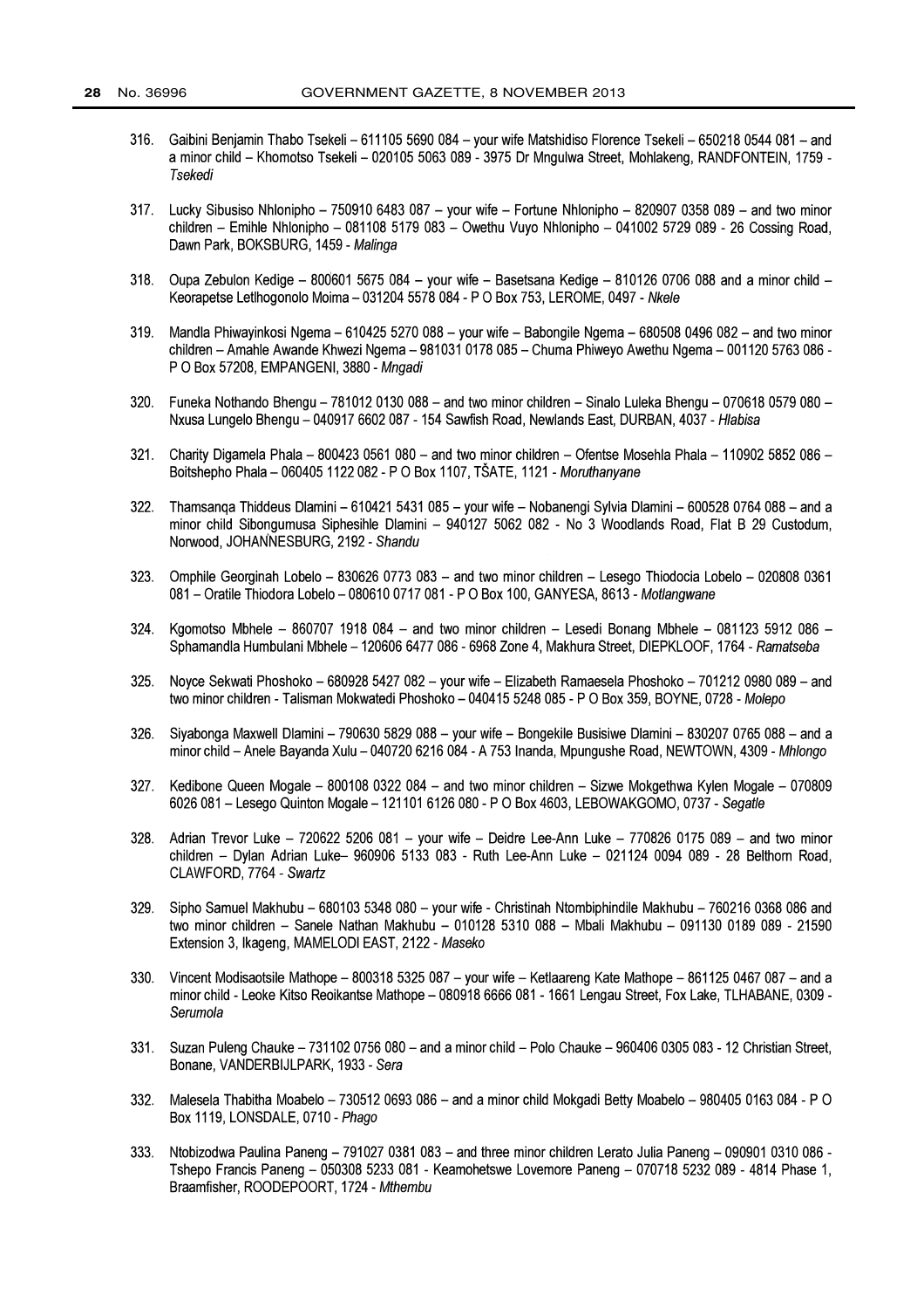316. Gaibini Benjamin Thabo Tsekeli – 611105 5690 084 – your wife Matshidiso Florence Tsekeli – 650218 0544 081 – and a minor child – Khomotso Tsekeli – 020105 5063 089 - 3975 Dr Mngulwa Street, Mohlakeng, RANDFONTEIN, 1759 - *Tsekedi*

317. Lucky Sibusiso Nhlonipho – 750910 6483 087 – your wife – Fortune Nhlonipho – 820907 0358 089 – and two minor children – Emihle Nhlonipho – 081108 5179 083 – Owethu Vuyo Nhlonipho – 041002 5729 089 - 26 Cossing Road, Dawn Park, BOKSBURG, 1459 - *Malinga*

318. Oupa Zebulon Kedige – 800601 5675 084 – your wife – Basetsana Kedige – 810126 0706 088 and a minor child – Keorapetse Letlhogonolo Moima – 031204 5578 084 - P O Box 753, LEROME, 0497 - *Nkele*

319. Mandla Phiwayinkosi Ngema – 610425 5270 088 – your wife – Babongile Ngema – 680508 0496 082 – and two minor children – Amahle Awande Khwezi Ngema – 981031 0178 085 – Chuma Phiweyo Awethu Ngema – 001120 5763 086 - P O Box 57208, EMPANGENI, 3880 - *Mngadi*

320. Funeka Nothando Bhengu – 781012 0130 088 – and two minor children – Sinalo Luleka Bhengu – 070618 0579 080 – Nxusa Lungelo Bhengu – 040917 6602 087 - 154 Sawfish Road, Newlands East, DURBAN, 4037 - *Hlabisa*

321. Charity Digamela Phala – 800423 0561 080 – and two minor children – Ofentse Mosehla Phala – 110902 5852 086 – Boitshepho Phala – 060405 1122 082 - P O Box 1107, TŠATE, 1121 - *Moruthanyane*

322. Thamsanqa Thiddeus Dlamini – 610421 5431 085 – your wife – Nobanengi Sylvia Dlamini – 600528 0764 088 – and a minor child Sibongumusa Siphesihle Dlamini – 940127 5062 082 - No 3 Woodlands Road, Flat B 29 Custodum, Norwood, JOHANNESBURG, 2192 - *Shandu*

323. Omphile Georginah Lobelo – 830626 0773 083 – and two minor children – Lesego Thiodocia Lobelo – 020808 0361 081 – Oratile Thiodora Lobelo – 080610 0717 081 - P O Box 100, GANYESA, 8613 - *Motlangwane*

324. Kgomotso Mbhele – 860707 1918 084 – and two minor children – Lesedi Bonang Mbhele – 081123 5912 086 – Sphamandla Humbulani Mbhele – 120606 6477 086 - 6968 Zone 4, Makhura Street, DIEPKLOOF, 1764 - *Ramatseba*

325. Noyce Sekwati Phoshoko – 680928 5427 082 – your wife – Elizabeth Ramaesela Phoshoko – 701212 0980 089 – and two minor children - Talisman Mokwatedi Phoshoko – 040415 5248 085 - P O Box 359, BOYNE, 0728 - *Molepo*

326. Siyabonga Maxwell Dlamini – 790630 5829 088 – your wife – Bongekile Busisiwe Dlamini – 830207 0765 088 – and a minor child – Anele Bayanda Xulu – 040720 6216 084 - A 753 Inanda, Mpungushe Road, NEWTOWN, 4309 - *Mhlongo*

327. Kedibone Queen Mogale – 800108 0322 084 – and two minor children – Sizwe Mokgethwa Kylen Mogale – 070809 6026 081 – Lesego Quinton Mogale – 121101 6126 080 - P O Box 4603, LEBOWAKGOMO, 0737 - *Segatle*

328. Adrian Trevor Luke – 720622 5206 081 – your wife – Deidre Lee-Ann Luke – 770826 0175 089 – and two minor children – Dylan Adrian Luke– 960906 5133 083 - Ruth Lee-Ann Luke – 021124 0094 089 - 28 Belthorn Road, CLAWFORD, 7764 - *Swartz*

329. Sipho Samuel Makhubu – 680103 5348 080 – your wife - Christinah Ntombiphindile Makhubu – 760216 0368 086 and two minor children – Sanele Nathan Makhubu – 010128 5310 088 – Mbali Makhubu – 091130 0189 089 - 21590 Extension 3, Ikageng, MAMELODI EAST, 2122 - *Maseko*

330. Vincent Modisaotsile Mathope – 800318 5325 087 – your wife – Ketlaareng Kate Mathope – 861125 0467 087 – and a minor child - Leoke Kitso Reoikantse Mathope – 080918 6666 081 - 1661 Lengau Street, Fox Lake, TLHABANE, 0309 - *Serumola*

331. Suzan Puleng Chauke – 731102 0756 080 – and a minor child – Polo Chauke – 960406 0305 083 - 12 Christian Street, Bonane, VANDERBIJLPARK, 1933 - *Sera*

332. Malesela Thabitha Moabelo – 730512 0693 086 – and a minor child Mokgadi Betty Moabelo – 980405 0163 084 - P O Box 1119, LONSDALE, 0710 - *Phago*

333. Ntobizodwa Paulina Paneng – 791027 0381 083 – and three minor children Lerato Julia Paneng – 090901 0310 086 - Tshepo Francis Paneng – 050308 5233 081 - Keamohetswe Lovemore Paneng – 070718 5232 089 - 4814 Phase 1, Braamfisher, ROODEPOORT, 1724 - *Mthembu*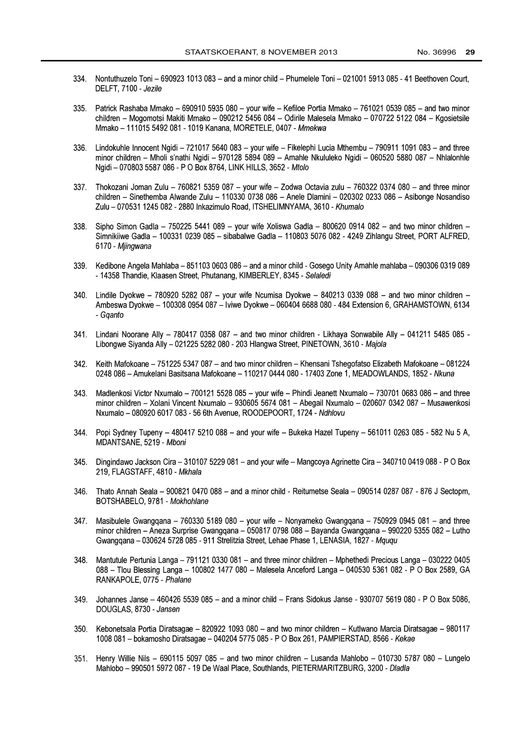334. Nontuthuzelo Toni – 690923 1013 083 – and a minor child – Phumelele Toni – 021001 5913 085 - 41 Beethoven Court, DELFT, 7100 - *Jezile*

335. Patrick Rashaba Mmako – 690910 5935 080 – your wife – Kefiloe Portia Mmako – 761021 0539 085 – and two minor children – Mogomotsi Makiti Mmako – 090212 5456 084 – Odirile Malesela Mmako – 070722 5122 084 – Kgosietsile Mmako – 111015 5492 081 - 1019 Kanana, MORETELE, 0407 - *Mmekwa*

336. Lindokuhle Innocent Ngidi – 721017 5640 083 – your wife – Fikelephi Lucia Mthembu – 790911 1091 083 – and three minor children – Mholi s'nathi Ngidi – 970128 5894 089 – Amahle Nkululeko Ngidi – 060520 5880 087 – Nhlalonhle Ngidi – 070803 5587 086 - P O Box 8764, LINK HILLS, 3652 - *Mtolo*

337. Thokozani Joman Zulu – 760821 5359 087 – your wife – Zodwa Octavia zulu – 760322 0374 080 – and three minor children – Sinethemba Alwande Zulu – 110330 0738 086 – Anele Dlamini – 020302 0233 086 – Asibonge Nosandiso Zulu – 070531 1245 082 - 2880 Inkazimulo Road, ITSHELIMNYAMA, 3610 - *Khumalo*

338. Sipho Simon Gadla – 750225 5441 089 – your wife Xoliswa Gadla – 800620 0914 082 – and two minor children – Simnikiiwe Gadla – 100331 0239 085 – sibabalwe Gadla – 110803 5076 082 - 4249 Zihlangu Street, PORT ALFRED, 6170 - *Mjingwana*

339. Kedibone Angela Mahlaba – 851103 0603 086 – and a minor child - Gosego Unity Amahle mahlaba – 090306 0319 089 - 14358 Thandie, Klaasen Street, Phutanang, KIMBERLEY, 8345 - *Selaledi*

340. Lindile Dyokwe – 780920 5282 087 – your wife Ncumisa Dyokwe – 840213 0339 088 – and two minor children – Ambeswa Dyokwe – 100308 0954 087 – Iviwe Dyokwe – 060404 6688 080 - 484 Extension 6, GRAHAMSTOWN, 6134 - *Gqanto*

341. Lindani Noorane Ally – 780417 0358 087 – and two minor children - Likhaya Sonwabile Ally – 041211 5485 085 - Libongwe Siyanda Ally – 021225 5282 080 - 203 Hlangwa Street, PINETOWN, 3610 - *Majola*

342. Keith Mafokoane – 751225 5347 087 – and two minor children – Khensani Tshegofatso Elizabeth Mafokoane – 081224 0248 086 – Amukelani Basitsana Mafokoane – 110217 0444 080 - 17403 Zone 1, MEADOWLANDS, 1852 - *Nkuna*

343. Madlenkosi Victor Nxumalo – 700121 5528 085 – your wife – Phindi Jeanett Nxumalo – 730701 0683 086 – and three minor children – Xolani Vincent Nxumalo – 930605 5674 081 – Abegail Nxumalo – 020607 0342 087 – Musawenkosi Nxumalo – 080920 6017 083 - 56 6th Avenue, ROODEPOORT, 1724 - *Ndhlovu*

344. Popi Sydney Tupeny – 480417 5210 088 – and your wife – Bukeka Hazel Tupeny – 561011 0263 085 - 582 Nu 5 A, MDANTSANE, 5219 - *Mboni*

345. Dingindawo Jackson Cira – 310107 5229 081 – and your wife – Mangcoya Agrinette Cira – 340710 0419 088 - P O Box 219, FLAGSTAFF, 4810 - *Mkhala*

346. Thato Annah Seala – 900821 0470 088 – and a minor child - Reitumetse Seala – 090514 0287 087 - 876 J Sectopm, BOTSHABELO, 9781 - *Mokhohlane*

347. Masibulele Gwangqana – 760330 5189 080 – your wife – Nonyameko Gwangqana – 750929 0945 081 – and three minor children – Aneza Surprise Gwangqana – 050817 0798 088 – Bayanda Gwangqana – 990220 5355 082 – Lutho Gwangqana – 030624 5728 085 - 911 Strelitzia Street, Lehae Phase 1, LENASIA, 1827 - *Mququ*

348. Mantutule Pertunia Langa – 791121 0330 081 – and three minor children – Mphethedi Precious Langa – 030222 0405 088 – Tlou Blessing Langa – 100802 1477 080 – Malesela Anceford Langa – 040530 5361 082 - P O Box 2589, GA RANKAPOLE, 0775 - *Phalane*

349. Johannes Janse – 460426 5539 085 – and a minor child – Frans Sidokus Janse - 930707 5619 080 - P O Box 5086, DOUGLAS, 8730 - *Jansen*

350. Kebonetsala Portia Diratsagae – 820922 1093 080 – and two minor children – Kutlwano Marcia Diratsagae – 980117 1008 081 – bokamosho Diratsagae – 040204 5775 085 - P O Box 261, PAMPIERSTAD, 8566 - *Kekae*

351. Henry Willie Nils – 690115 5097 085 – and two minor children – Lusanda Mahlobo – 010730 5787 080 – Lungelo Mahlobo – 990501 5972 087 - 19 De Waal Place, Southlands, PIETERMARITZBURG, 3200 - *Dladla*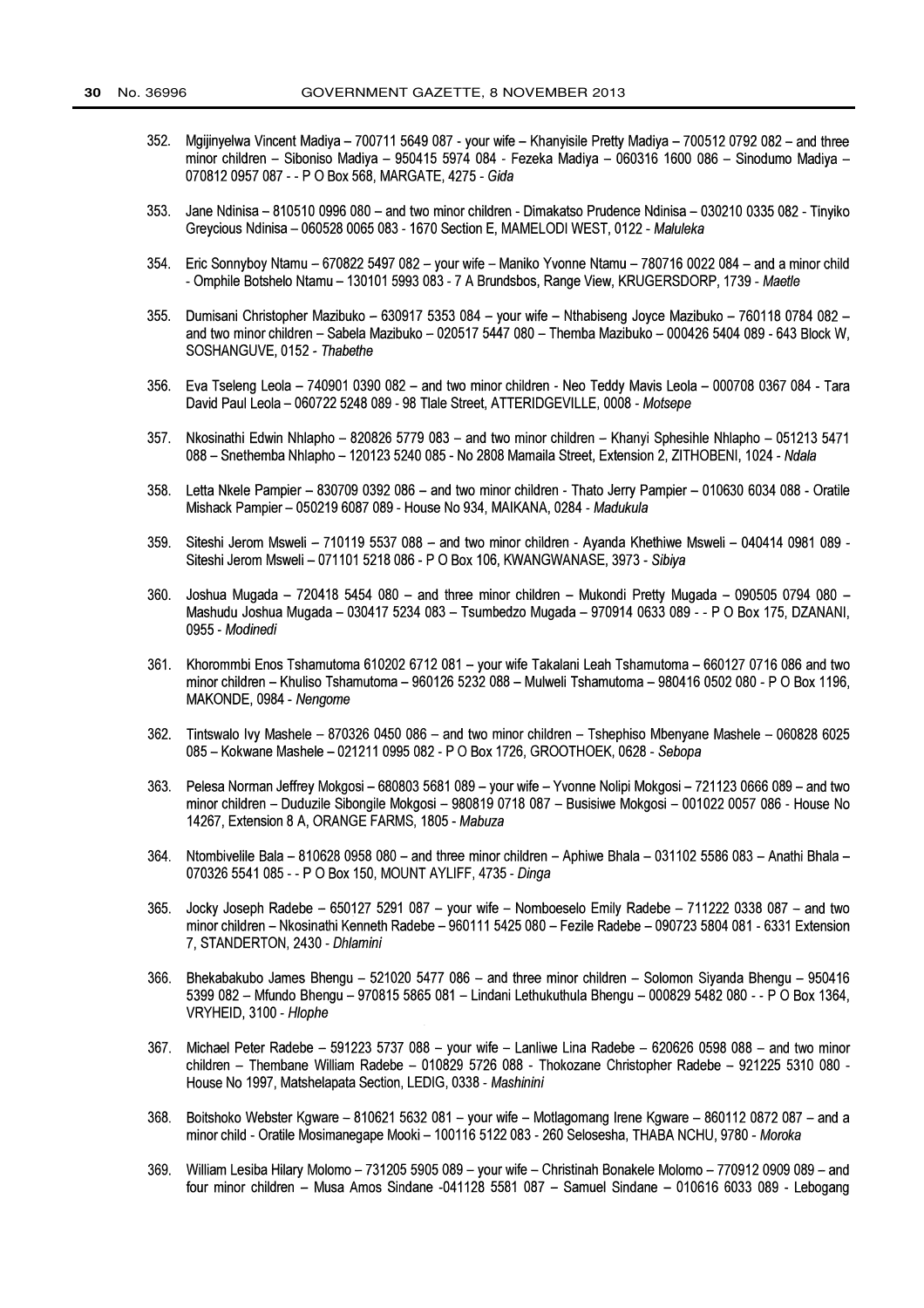352. Mgijinyelwa Vincent Madiya – 700711 5649 087 - your wife – Khanyisile Pretty Madiya – 700512 0792 082 – and three minor children – Siboniso Madiya – 950415 5974 084 - Fezeka Madiya – 060316 1600 086 – Sinodumo Madiya – 070812 0957 087 - - P O Box 568, MARGATE, 4275 - *Gida*

353. Jane Ndinisa – 810510 0996 080 – and two minor children - Dimakatso Prudence Ndinisa – 030210 0335 082 - Tinyiko Greycious Ndinisa – 060528 0065 083 - 1670 Section E, MAMELODI WEST, 0122 - *Maluleka*

354. Eric Sonnyboy Ntamu – 670822 5497 082 – your wife – Maniko Yvonne Ntamu – 780716 0022 084 – and a minor child - Omphile Botshelo Ntamu – 130101 5993 083 - 7 A Brundsbos, Range View, KRUGERSDORP, 1739 - *Maetle*

355. Dumisani Christopher Mazibuko – 630917 5353 084 – your wife – Nthabiseng Joyce Mazibuko – 760118 0784 082 – and two minor children – Sabela Mazibuko – 020517 5447 080 – Themba Mazibuko – 000426 5404 089 - 643 Block W, SOSHANGUVE, 0152 - *Thabethe*

356. Eva Tseleng Leola – 740901 0390 082 – and two minor children - Neo Teddy Mavis Leola – 000708 0367 084 - Tara David Paul Leola – 060722 5248 089 - 98 Tlale Street, ATTERIDGEVILLE, 0008 - *Motsepe*

357. Nkosinathi Edwin Nhlapho – 820826 5779 083 – and two minor children – Khanyi Sphesihle Nhlapho – 051213 5471 088 – Snethemba Nhlapho – 120123 5240 085 - No 2808 Mamaila Street, Extension 2, ZITHOBENI, 1024 - *Ndala*

358. Letta Nkele Pampier – 830709 0392 086 – and two minor children - Thato Jerry Pampier – 010630 6034 088 - Oratile Mishack Pampier – 050219 6087 089 - House No 934, MAIKANA, 0284 - *Madukula*

359. Siteshi Jerom Msweli – 710119 5537 088 – and two minor children - Ayanda Khethiwe Msweli – 040414 0981 089 - Siteshi Jerom Msweli – 071101 5218 086 - P O Box 106, KWANGWANASE, 3973 - *Sibiya*

360. Joshua Mugada – 720418 5454 080 – and three minor children – Mukondi Pretty Mugada – 090505 0794 080 – Mashudu Joshua Mugada – 030417 5234 083 – Tsumbedzo Mugada – 970914 0633 089 - - P O Box 175, DZANANI, 0955 - *Modinedi*

361. Khorommbi Enos Tshamutoma 610202 6712 081 – your wife Takalani Leah Tshamutoma – 660127 0716 086 and two minor children – Khuliso Tshamutoma – 960126 5232 088 – Mulweli Tshamutoma – 980416 0502 080 - P O Box 1196, MAKONDE, 0984 - *Nengome*

362. Tintswalo Ivy Mashele – 870326 0450 086 – and two minor children – Tshephiso Mbenyane Mashele – 060828 6025 085 – Kokwane Mashele – 021211 0995 082 - P O Box 1726, GROOTHOEK, 0628 - *Sebopa*

363. Pelesa Norman Jeffrey Mokgosi – 680803 5681 089 – your wife – Yvonne Nolipi Mokgosi – 721123 0666 089 – and two minor children – Duduzile Sibongile Mokgosi – 980819 0718 087 – Busisiwe Mokgosi – 001022 0057 086 - House No 14267, Extension 8 A, ORANGE FARMS, 1805 - *Mabuza*

364. Ntombivelile Bala – 810628 0958 080 – and three minor children – Aphiwe Bhala – 031102 5586 083 – Anathi Bhala – 070326 5541 085 - - P O Box 150, MOUNT AYLIFF, 4735 - *Dinga*

365. Jocky Joseph Radebe – 650127 5291 087 – your wife – Nomboeselo Emily Radebe – 711222 0338 087 – and two minor children – Nkosinathi Kenneth Radebe – 960111 5425 080 – Fezile Radebe – 090723 5804 081 - 6331 Extension 7, STANDERTON, 2430 - *Dhlamini*

366. Bhekabakubo James Bhengu – 521020 5477 086 – and three minor children – Solomon Siyanda Bhengu – 950416 5399 082 – Mfundo Bhengu – 970815 5865 081 – Lindani Lethukuthula Bhengu – 000829 5482 080 - - P O Box 1364, VRYHEID, 3100 - *Hlophe*

367. Michael Peter Radebe – 591223 5737 088 – your wife – Lanliwe Lina Radebe – 620626 0598 088 – and two minor children – Thembane William Radebe – 010829 5726 088 - Thokozane Christopher Radebe – 921225 5310 080 - House No 1997, Matshelapata Section, LEDIG, 0338 - *Mashinini*

368. Boitshoko Webster Kgware – 810621 5632 081 – your wife – Motlagomang Irene Kgware – 860112 0872 087 – and a minor child - Oratile Mosimanegape Mooki – 100116 5122 083 - 260 Selosesha, THABA NCHU, 9780 - *Moroka*

369. William Lesiba Hilary Molomo – 731205 5905 089 – your wife – Christinah Bonakele Molomo – 770912 0909 089 – and four minor children – Musa Amos Sindane -041128 5581 087 – Samuel Sindane – 010616 6033 089 - Lebogang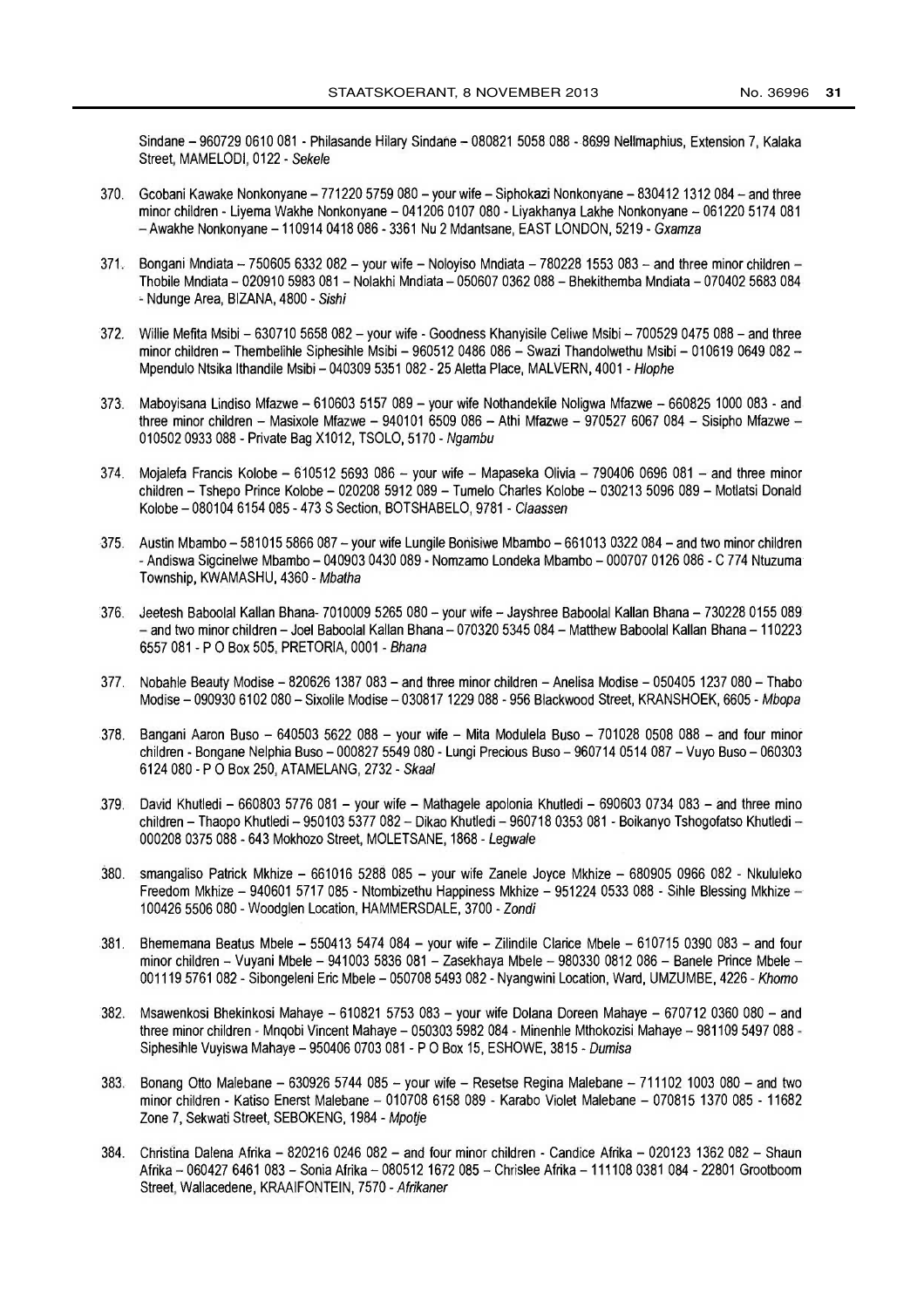Sindane – 960729 0610 081 - Philasande Hilary Sindane – 080821 5058 088 - 8699 Nellmaphius, Extension 7, Kalaka Street, MAMELODI, 0122 - *Sekele*

370. Gcobani Kawake Nonkonyane – 771220 5759 080 – your wife – Siphokazi Nonkonyane – 830412 1312 084 – and three minor children - Liyema Wakhe Nonkonyane – 041206 0107 080 - Liyakhanya Lakhe Nonkonyane – 061220 5174 081 – Awakhe Nonkonyane – 110914 0418 086 - 3361 Nu 2 Mdantsane, EAST LONDON, 5219 - *Gxamza*

371. Bongani Mndiata – 750605 6332 082 – your wife – Noloyiso Mndiata – 780228 1553 083 – and three minor children – Thobile Mndiata – 020910 5983 081 – Nolakhi Mndiata – 050607 0362 088 – Bhekithemba Mndiata – 070402 5683 084 - Ndunge Area, BIZANA, 4800 - *Sishi*

372. Willie Mefita Msibi – 630710 5658 082 – your wife - Goodness Khanyisile Celiwe Msibi – 700529 0475 088 – and three minor children – Thembelihle Siphesihle Msibi – 960512 0486 086 – Swazi Thandolwethu Msibi – 010619 0649 082 – Mpendulo Ntsika Ithandile Msibi – 040309 5351 082 - 25 Aletta Place, MALVERN, 4001 - *Hlophe*

373. Maboyisana Lindiso Mfazwe – 610603 5157 089 – your wife Nothandekile Noligwa Mfazwe – 660825 1000 083 - and three minor children – Masixole Mfazwe – 940101 6509 086 – Athi Mfazwe – 970527 6067 084 – Sisipho Mfazwe – 010502 0933 088 - Private Bag X1012, TSOLO, 5170 - *Ngambu*

374. Mojalefa Francis Kolobe – 610512 5693 086 – your wife – Mapaseka Olivia – 790406 0696 081 – and three minor children – Tshepo Prince Kolobe – 020208 5912 089 – Tumelo Charles Kolobe – 030213 5096 089 – Motlatsi Donald Kolobe – 080104 6154 085 - 473 S Section, BOTSHABELO, 9781 - *Claassen*

375. Austin Mbambo – 581015 5866 087 – your wife Lungile Bonisiwe Mbambo – 661013 0322 084 – and two minor children - Andiswa Sigcinelwe Mbambo – 040903 0430 089 - Nomzamo Londeka Mbambo – 000707 0126 086 - C 774 Ntuzuma Township, KWAMASHU, 4360 - *Mbatha*

376. Jeetesh Baboolal Kallan Bhana- 7010009 5265 080 – your wife – Jayshree Baboolal Kallan Bhana – 730228 0155 089 – and two minor children – Joel Baboolal Kallan Bhana – 070320 5345 084 – Matthew Baboolal Kallan Bhana – 110223 6557 081 - P O Box 505, PRETORIA, 0001 - *Bhana*

377. Nobahle Beauty Modise – 820626 1387 083 – and three minor children – Anelisa Modise – 050405 1237 080 – Thabo Modise – 090930 6102 080 – Sixolile Modise – 030817 1229 088 - 956 Blackwood Street, KRANSHOEK, 6605 - *Mbopa*

378. Bangani Aaron Buso – 640503 5622 088 – your wife – Mita Modulela Buso – 701028 0508 088 – and four minor children - Bongane Nelphia Buso – 000827 5549 080 - Lungi Precious Buso – 960714 0514 087 – Vuyo Buso – 060303 6124 080 - P O Box 250, ATAMELANG, 2732 - *Skaal*

379. David Khutledi – 660803 5776 081 – your wife – Mathagele apolonia Khutledi – 690603 0734 083 – and three mino children – Thaopo Khutledi – 950103 5377 082 – Dikao Khutledi – 960718 0353 081 - Boikanyo Tshogofatso Khutledi – 000208 0375 088 - 643 Mokhozo Street, MOLETSANE, 1868 - *Legwale*

380. smangaliso Patrick Mkhize – 661016 5288 085 – your wife Zanele Joyce Mkhize – 680905 0966 082 - Nkululeko Freedom Mkhize – 940601 5717 085 - Ntombizethu Happiness Mkhize – 951224 0533 088 - Sihle Blessing Mkhize – 100426 5506 080 - Woodglen Location, HAMMERSDALE, 3700 - *Zondi*

381. Bhememana Beatus Mbele – 550413 5474 084 – your wife – Zilindile Clarice Mbele – 610715 0390 083 – and four minor children – Vuyani Mbele – 941003 5836 081 – Zasekhaya Mbele – 980330 0812 086 – Banele Prince Mbele – 001119 5761 082 - Sibongeleni Eric Mbele – 050708 5493 082 - Nyangwini Location, Ward, UMZUMBE, 4226 - *Khomo*

382. Msawenkosi Bhekinkosi Mahaye – 610821 5753 083 – your wife Dolana Doreen Mahaye – 670712 0360 080 – and three minor children - Mnqobi Vincent Mahaye – 050303 5982 084 - Minenhle Mthokozisi Mahaye – 981109 5497 088 - Siphesihle Vuyiswa Mahaye – 950406 0703 081 - P O Box 15, ESHOWE, 3815 - *Dumisa*

383. Bonang Otto Malebane – 630926 5744 085 – your wife – Resetse Regina Malebane – 711102 1003 080 – and two minor children - Katiso Enerst Malebane – 010708 6158 089 - Karabo Violet Malebane – 070815 1370 085 - 11682 Zone 7, Sekwati Street, SEBOKENG, 1984 - *Mpotje*

384. Christina Dalena Afrika – 820216 0246 082 – and four minor children - Candice Afrika – 020123 1362 082 – Shaun Afrika – 060427 6461 083 – Sonia Afrika – 080512 1672 085 – Chrislee Afrika – 111108 0381 084 - 22801 Grootboom Street, Wallacedene, KRAAIFONTEIN, 7570 - *Afrikaner*